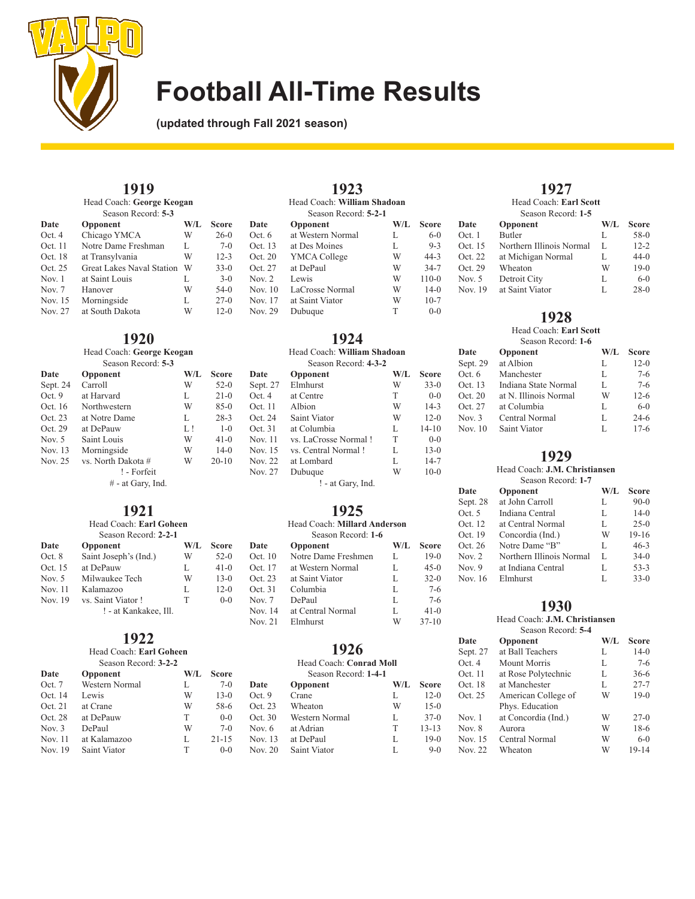# Football All-Time Results

**(updated through Fall 2021 season)**

## 1919

Head Coach: **George Keogan**
Season Record: **5-3**

| Date | Opponent | W/L | Score |
|---|---|---|---|
| Oct. 4 | Chicago YMCA | W | 26-0 |
| Oct. 11 | Notre Dame Freshman | L | 7-0 |
| Oct. 18 | at Transylvania | W | 12-3 |
| Oct. 25 | Great Lakes Naval Station | W | 33-0 |
| Nov. 1 | at Saint Louis | L | 3-0 |
| Nov. 7 | Hanover | W | 54-0 |
| Nov. 15 | Morningside | L | 27-0 |
| Nov. 27 | at South Dakota | W | 12-0 |

## 1920

Head Coach: **George Keogan**
Season Record: **5-3**

| Date | Opponent | W/L | Score |
|---|---|---|---|
| Sept. 24 | Carroll | W | 52-0 |
| Oct. 9 | at Harvard | L | 21-0 |
| Oct. 16 | Northwestern | W | 85-0 |
| Oct. 23 | at Notre Dame | L | 28-3 |
| Oct. 29 | at DePauw | L ! | 1-0 |
| Nov. 5 | Saint Louis | W | 41-0 |
| Nov. 13 | Morningside | W | 14-0 |
| Nov. 25 | vs. North Dakota # | W | 20-10 |

! - Forfeit
# - at Gary, Ind.

## 1921

Head Coach: **Earl Goheen**
Season Record: **2-2-1**

| Date | Opponent | W/L | Score |
|---|---|---|---|
| Oct. 8 | Saint Joseph's (Ind.) | W | 52-0 |
| Oct. 15 | at DePauw | L | 41-0 |
| Nov. 5 | Milwaukee Tech | W | 13-0 |
| Nov. 11 | Kalamazoo | L | 12-0 |
| Nov. 19 | vs. Saint Viator ! | T | 0-0 |

! - at Kankakee, Ill.

## 1922

Head Coach: **Earl Goheen**
Season Record: **3-2-2**

| Date | Opponent | W/L | Score |
|---|---|---|---|
| Oct. 7 | Western Normal | L | 7-0 |
| Oct. 14 | Lewis | W | 13-0 |
| Oct. 21 | at Crane | W | 58-6 |
| Oct. 28 | at DePauw | T | 0-0 |
| Nov. 3 | DePaul | W | 7-0 |
| Nov. 11 | at Kalamazoo | L | 21-15 |
| Nov. 19 | Saint Viator | T | 0-0 |

## 1923

Head Coach: **William Shadoan**
Season Record: **5-2-1**

| Date | Opponent | W/L | Score |
|---|---|---|---|
| Oct. 6 | at Western Normal | L | 6-0 |
| Oct. 13 | at Des Moines | L | 9-3 |
| Oct. 20 | YMCA College | W | 44-3 |
| Oct. 27 | at DePaul | W | 34-7 |
| Nov. 2 | Lewis | W | 110-0 |
| Nov. 10 | LaCrosse Normal | W | 14-0 |
| Nov. 17 | at Saint Viator | W | 10-7 |
| Nov. 29 | Dubuque | T | 0-0 |

## 1924

Head Coach: **William Shadoan**
Season Record: **4-3-2**

| Date | Opponent | W/L | Score |
|---|---|---|---|
| Sept. 27 | Elmhurst | W | 33-0 |
| Oct. 4 | at Centre | T | 0-0 |
| Oct. 11 | Albion | W | 14-3 |
| Oct. 24 | Saint Viator | W | 12-0 |
| Oct. 31 | at Columbia | L | 14-10 |
| Nov. 11 | vs. LaCrosse Normal ! | T | 0-0 |
| Nov. 15 | vs. Central Normal ! | L | 13-0 |
| Nov. 22 | at Lombard | L | 14-7 |
| Nov. 27 | Dubuque | W | 10-0 |

! - at Gary, Ind.

## 1925

Head Coach: **Millard Anderson**
Season Record: **1-6**

| Date | Opponent | W/L | Score |
|---|---|---|---|
| Oct. 10 | Notre Dame Freshmen | L | 19-0 |
| Oct. 17 | at Western Normal | L | 45-0 |
| Oct. 23 | at Saint Viator | L | 32-0 |
| Oct. 31 | Columbia | L | 7-6 |
| Nov. 7 | DePaul | L | 7-6 |
| Nov. 14 | at Central Normal | L | 41-0 |
| Nov. 21 | Elmhurst | W | 37-10 |

## 1926

Head Coach: **Conrad Moll**
Season Record: **1-4-1**

| Date | Opponent | W/L | Score |
|---|---|---|---|
| Oct. 9 | Crane | L | 12-0 |
| Oct. 23 | Wheaton | W | 15-0 |
| Oct. 30 | Western Normal | L | 37-0 |
| Nov. 6 | at Adrian | T | 13-13 |
| Nov. 13 | at DePaul | L | 19-0 |
| Nov. 20 | Saint Viator | L | 9-0 |

## 1927

Head Coach: **Earl Scott**
Season Record: **1-5**

| Date | Opponent | W/L | Score |
|---|---|---|---|
| Oct. 1 | Butler | L | 58-0 |
| Oct. 15 | Northern Illinois Normal | L | 12-2 |
| Oct. 22 | at Michigan Normal | L | 44-0 |
| Oct. 29 | Wheaton | W | 19-0 |
| Nov. 5 | Detroit City | L | 6-0 |
| Nov. 19 | at Saint Viator | L | 28-0 |

## 1928

Head Coach: **Earl Scott**
Season Record: **1-6**

| Date | Opponent | W/L | Score |
|---|---|---|---|
| Sept. 29 | at Albion | L | 12-0 |
| Oct. 6 | Manchester | L | 7-6 |
| Oct. 13 | Indiana State Normal | L | 7-6 |
| Oct. 20 | at N. Illinois Normal | W | 12-6 |
| Oct. 27 | at Columbia | L | 6-0 |
| Nov. 3 | Central Normal | L | 24-6 |
| Nov. 10 | Saint Viator | L | 17-6 |

## 1929

Head Coach: **J.M. Christiansen**
Season Record: **1-7**

| Date | Opponent | W/L | Score |
|---|---|---|---|
| Sept. 28 | at John Carroll | L | 90-0 |
| Oct. 5 | Indiana Central | L | 14-0 |
| Oct. 12 | at Central Normal | L | 25-0 |
| Oct. 19 | Concordia (Ind.) | W | 19-16 |
| Oct. 26 | Notre Dame "B" | L | 46-3 |
| Nov. 2 | Northern Illinois Normal | L | 34-0 |
| Nov. 9 | at Indiana Central | L | 53-3 |
| Nov. 16 | Elmhurst | L | 33-0 |

## 1930

Head Coach: **J.M. Christiansen**
Season Record: **5-4**

| Date | Opponent | W/L | Score |
|---|---|---|---|
| Sept. 27 | at Ball Teachers | L | 14-0 |
| Oct. 4 | Mount Morris | L | 7-6 |
| Oct. 11 | at Rose Polytechnic | L | 36-6 |
| Oct. 18 | at Manchester | L | 27-7 |
| Oct. 25 | American College of Phys. Education | W | 19-0 |
| Nov. 1 | at Concordia (Ind.) | W | 27-0 |
| Nov. 8 | Aurora | W | 18-6 |
| Nov. 15 | Central Normal | W | 6-0 |
| Nov. 22 | Wheaton | W | 19-14 |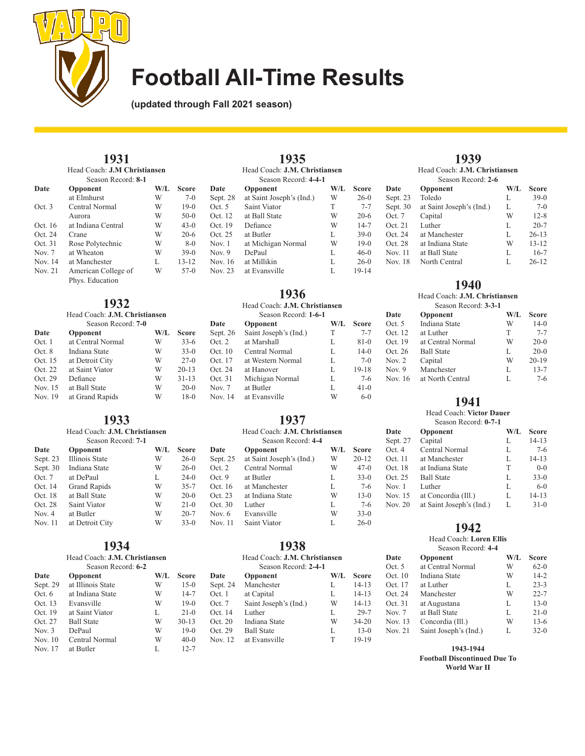# Football All-Time Results

**(updated through Fall 2021 season)**

## 1931

Head Coach: **J.M Christiansen**

Season Record: **8-1**

| Date | Opponent | W/L | Score |
|---|---|---|---|
| | at Elmhurst | W | 7-0 |
| Oct. 3 | Central Normal | W | 19-0 |
| | Aurora | W | 50-0 |
| Oct. 16 | at Indiana Central | W | 43-0 |
| Oct. 24 | Crane | W | 20-6 |
| Oct. 31 | Rose Polytechnic | W | 8-0 |
| Nov. 7 | at Wheaton | W | 39-0 |
| Nov. 14 | at Manchester | L | 13-12 |
| Nov. 21 | American College of Phys. Education | W | 57-0 |

## 1932

Head Coach: **J.M. Christiansen**

Season Record: **7-0**

| Date | Opponent | W/L | Score |
|---|---|---|---|
| Oct. 1 | at Central Normal | W | 33-6 |
| Oct. 8 | Indiana State | W | 33-0 |
| Oct. 15 | at Detroit City | W | 27-0 |
| Oct. 22 | at Saint Viator | W | 20-13 |
| Oct. 29 | Defiance | W | 31-13 |
| Nov. 15 | at Ball State | W | 20-0 |
| Nov. 19 | at Grand Rapids | W | 18-0 |

## 1933

Head Coach: **J.M. Christiansen**

Season Record: **7-1**

| Date | Opponent | W/L | Score |
|---|---|---|---|
| Sept. 23 | Illinois State | W | 26-0 |
| Sept. 30 | Indiana State | W | 26-0 |
| Oct. 7 | at DePaul | L | 24-0 |
| Oct. 14 | Grand Rapids | W | 35-7 |
| Oct. 18 | at Ball State | W | 20-0 |
| Oct. 28 | Saint Viator | W | 21-0 |
| Nov. 4 | at Butler | W | 20-7 |
| Nov. 11 | at Detroit City | W | 33-0 |

## 1934

Head Coach: **J.M. Christiansen**

Season Record: **6-2**

| Date | Opponent | W/L | Score |
|---|---|---|---|
| Sept. 29 | at Illinois State | W | 15-0 |
| Oct. 6 | at Indiana State | W | 14-7 |
| Oct. 13 | Evansville | W | 19-0 |
| Oct. 19 | at Saint Viator | L | 21-0 |
| Oct. 27 | Ball State | W | 30-13 |
| Nov. 3 | DePaul | W | 19-0 |
| Nov. 10 | Central Normal | W | 40-0 |
| Nov. 17 | at Butler | L | 12-7 |

## 1935

Head Coach: **J.M. Christiansen**

Season Record: **4-4-1**

| Date | Opponent | W/L | Score |
|---|---|---|---|
| Sept. 28 | at Saint Joseph's (Ind.) | W | 26-0 |
| Oct. 5 | Saint Viator | T | 7-7 |
| Oct. 12 | at Ball State | W | 20-6 |
| Oct. 19 | Defiance | W | 14-7 |
| Oct. 25 | at Butler | L | 39-0 |
| Nov. 1 | at Michigan Normal | W | 19-0 |
| Nov. 9 | DePaul | L | 46-0 |
| Nov. 16 | at Millikin | L | 26-0 |
| Nov. 23 | at Evansville | L | 19-14 |

## 1936

Head Coach: **J.M. Christiansen**

Season Record: **1-6-1**

| Date | Opponent | W/L | Score |
|---|---|---|---|
| Sept. 26 | Saint Joseph's (Ind.) | T | 7-7 |
| Oct. 2 | at Marshall | L | 81-0 |
| Oct. 10 | Central Normal | L | 14-0 |
| Oct. 17 | at Western Normal | L | 7-0 |
| Oct. 24 | at Hanover | L | 19-18 |
| Oct. 31 | Michigan Normal | L | 7-6 |
| Nov. 7 | at Butler | L | 41-0 |
| Nov. 14 | at Evansville | W | 6-0 |

## 1937

Head Coach: **J.M. Christiansen**

Season Record: **4-4**

| Date | Opponent | W/L | Score |
|---|---|---|---|
| Sept. 25 | at Saint Joseph's (Ind.) | W | 20-12 |
| Oct. 2 | Central Normal | W | 47-0 |
| Oct. 9 | at Butler | L | 33-0 |
| Oct. 16 | at Manchester | L | 7-6 |
| Oct. 23 | at Indiana State | W | 13-0 |
| Oct. 30 | Luther | L | 7-6 |
| Nov. 6 | Evansville | W | 33-0 |
| Nov. 11 | Saint Viator | L | 26-0 |

## 1938

Head Coach: **J.M. Christiansen**

Season Record: **2-4-1**

| Date | Opponent | W/L | Score |
|---|---|---|---|
| Sept. 24 | Manchester | L | 14-13 |
| Oct. 1 | at Capital | L | 14-13 |
| Oct. 7 | Saint Joseph's (Ind.) | W | 14-13 |
| Oct. 14 | Luther | L | 29-7 |
| Oct. 20 | Indiana State | W | 34-20 |
| Oct. 29 | Ball State | L | 13-0 |
| Nov. 12 | at Evansville | T | 19-19 |

## 1939

Head Coach: **J.M. Christiansen**

Season Record: **2-6**

| Date | Opponent | W/L | Score |
|---|---|---|---|
| Sept. 23 | Toledo | L | 39-0 |
| Sept. 30 | at Saint Joseph's (Ind.) | L | 7-0 |
| Oct. 7 | Capital | W | 12-8 |
| Oct. 21 | Luther | L | 20-7 |
| Oct. 24 | at Manchester | L | 26-13 |
| Oct. 28 | at Indiana State | W | 13-12 |
| Nov. 11 | at Ball State | L | 16-7 |
| Nov. 18 | North Central | L | 26-12 |

## 1940

Head Coach: **J.M. Christiansen**

Season Record: **3-3-1**

| Date | Opponent | W/L | Score |
|---|---|---|---|
| Oct. 5 | Indiana State | W | 14-0 |
| Oct. 12 | at Luther | T | 7-7 |
| Oct. 19 | at Central Normal | W | 20-0 |
| Oct. 26 | Ball State | L | 20-0 |
| Nov. 2 | Capital | W | 20-19 |
| Nov. 9 | Manchester | L | 13-7 |
| Nov. 16 | at North Central | L | 7-6 |

## 1941

Head Coach: **Victor Dauer**

Season Record: **0-7-1**

| Date | Opponent | W/L | Score |
|---|---|---|---|
| Sept. 27 | Capital | L | 14-13 |
| Oct. 4 | Central Normal | L | 7-6 |
| Oct. 11 | at Manchester | L | 14-13 |
| Oct. 18 | at Indiana State | T | 0-0 |
| Oct. 25 | Ball State | L | 33-0 |
| Nov. 1 | Luther | L | 6-0 |
| Nov. 15 | at Concordia (Ill.) | L | 14-13 |
| Nov. 20 | at Saint Joseph's (Ind.) | L | 31-0 |

## 1942

Head Coach: **Loren Ellis**

Season Record: **4-4**

| Date | Opponent | W/L | Score |
|---|---|---|---|
| Oct. 5 | at Central Normal | W | 62-0 |
| Oct. 10 | Indiana State | W | 14-2 |
| Oct. 17 | at Luther | L | 23-3 |
| Oct. 24 | Manchester | W | 22-7 |
| Oct. 31 | at Augustana | L | 13-0 |
| Nov. 7 | at Ball State | L | 21-0 |
| Nov. 13 | Concordia (Ill.) | W | 13-6 |
| Nov. 21 | Saint Joseph's (Ind.) | L | 32-0 |

**1943-1944**

**Football Discontinued Due To World War II**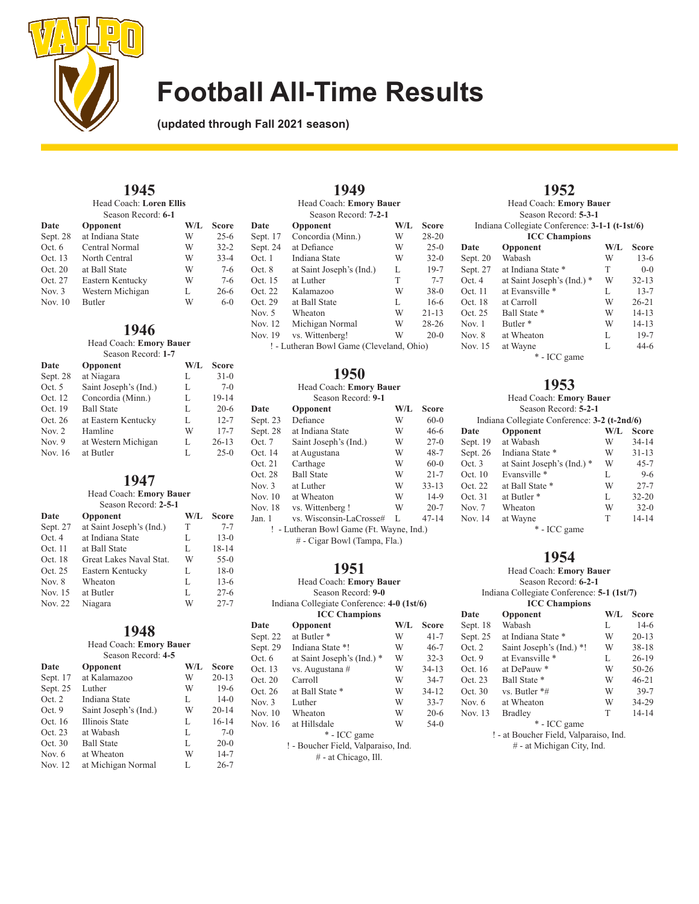# Football All-Time Results

**(updated through Fall 2021 season)**

## 1945

Head Coach: **Loren Ellis**
Season Record: **6-1**

| Date | Opponent | W/L | Score |
|---|---|---|---|
| Sept. 28 | at Indiana State | W | 25-6 |
| Oct. 6 | Central Normal | W | 32-2 |
| Oct. 13 | North Central | W | 33-4 |
| Oct. 20 | at Ball State | W | 7-6 |
| Oct. 27 | Eastern Kentucky | W | 7-6 |
| Nov. 3 | Western Michigan | L | 26-6 |
| Nov. 10 | Butler | W | 6-0 |

## 1946

Head Coach: **Emory Bauer**
Season Record: **1-7**

| Date | Opponent | W/L | Score |
|---|---|---|---|
| Sept. 28 | at Niagara | L | 31-0 |
| Oct. 5 | Saint Joseph's (Ind.) | L | 7-0 |
| Oct. 12 | Concordia (Minn.) | L | 19-14 |
| Oct. 19 | Ball State | L | 20-6 |
| Oct. 26 | at Eastern Kentucky | L | 12-7 |
| Nov. 2 | Hamline | W | 17-7 |
| Nov. 9 | at Western Michigan | L | 26-13 |
| Nov. 16 | at Butler | L | 25-0 |

## 1947

Head Coach: **Emory Bauer**
Season Record: **2-5-1**

| Date | Opponent | W/L | Score |
|---|---|---|---|
| Sept. 27 | at Saint Joseph's (Ind.) | T | 7-7 |
| Oct. 4 | at Indiana State | L | 13-0 |
| Oct. 11 | at Ball State | L | 18-14 |
| Oct. 18 | Great Lakes Naval Stat. | W | 55-0 |
| Oct. 25 | Eastern Kentucky | L | 18-0 |
| Nov. 8 | Wheaton | L | 13-6 |
| Nov. 15 | at Butler | L | 27-6 |
| Nov. 22 | Niagara | W | 27-7 |

## 1948

Head Coach: **Emory Bauer**
Season Record: **4-5**

| Date | Opponent | W/L | Score |
|---|---|---|---|
| Sept. 17 | at Kalamazoo | W | 20-13 |
| Sept. 25 | Luther | W | 19-6 |
| Oct. 2 | Indiana State | L | 14-0 |
| Oct. 9 | Saint Joseph's (Ind.) | W | 20-14 |
| Oct. 16 | Illinois State | L | 16-14 |
| Oct. 23 | at Wabash | L | 7-0 |
| Oct. 30 | Ball State | L | 20-0 |
| Nov. 6 | at Wheaton | W | 14-7 |
| Nov. 12 | at Michigan Normal | L | 26-7 |

## 1949

Head Coach: **Emory Bauer**
Season Record: **7-2-1**

| Date | Opponent | W/L | Score |
|---|---|---|---|
| Sept. 17 | Concordia (Minn.) | W | 28-20 |
| Sept. 24 | at Defiance | W | 25-0 |
| Oct. 1 | Indiana State | W | 32-0 |
| Oct. 8 | at Saint Joseph's (Ind.) | L | 19-7 |
| Oct. 15 | at Luther | T | 7-7 |
| Oct. 22 | Kalamazoo | W | 38-0 |
| Oct. 29 | at Ball State | L | 16-6 |
| Nov. 5 | Wheaton | W | 21-13 |
| Nov. 12 | Michigan Normal | W | 28-26 |
| Nov. 19 | vs. Wittenberg! | W | 20-0 |

! - Lutheran Bowl Game (Cleveland, Ohio)

## 1950

Head Coach: **Emory Bauer**
Season Record: **9-1**

| Date | Opponent | W/L | Score |
|---|---|---|---|
| Sept. 23 | Defiance | W | 60-0 |
| Sept. 28 | at Indiana State | W | 46-6 |
| Oct. 7 | Saint Joseph's (Ind.) | W | 27-0 |
| Oct. 14 | at Augustana | W | 48-7 |
| Oct. 21 | Carthage | W | 60-0 |
| Oct. 28 | Ball State | W | 21-7 |
| Nov. 3 | at Luther | W | 33-13 |
| Nov. 10 | at Wheaton | W | 14-9 |
| Nov. 18 | vs. Wittenberg ! | W | 20-7 |
| Jan. 1 | vs. Wisconsin-LaCrosse# | L | 47-14 |

! - Lutheran Bowl Game (Ft. Wayne, Ind.)
# - Cigar Bowl (Tampa, Fla.)

## 1951

Head Coach: **Emory Bauer**
Season Record: **9-0**
Indiana Collegiate Conference: **4-0 (1st/6)**
**ICC Champions**

| Date | Opponent | W/L | Score |
|---|---|---|---|
| Sept. 22 | at Butler * | W | 41-7 |
| Sept. 29 | Indiana State *! | W | 46-7 |
| Oct. 6 | at Saint Joseph's (Ind.) * | W | 32-3 |
| Oct. 13 | vs. Augustana # | W | 34-13 |
| Oct. 20 | Carroll | W | 34-7 |
| Oct. 26 | at Ball State * | W | 34-12 |
| Nov. 3 | Luther | W | 33-7 |
| Nov. 10 | Wheaton | W | 20-6 |
| Nov. 16 | at Hillsdale | W | 54-0 |

* - ICC game
! - Boucher Field, Valparaiso, Ind.
# - at Chicago, Ill.

## 1952

Head Coach: **Emory Bauer**
Season Record: **5-3-1**
Indiana Collegiate Conference: **3-1-1 (t-1st/6)**
**ICC Champions**

| Date | Opponent | W/L | Score |
|---|---|---|---|
| Sept. 20 | Wabash | W | 13-6 |
| Sept. 27 | at Indiana State * | T | 0-0 |
| Oct. 4 | at Saint Joseph's (Ind.) * | W | 32-13 |
| Oct. 11 | at Evansville * | L | 13-7 |
| Oct. 18 | at Carroll | W | 26-21 |
| Oct. 25 | Ball State * | W | 14-13 |
| Nov. 1 | Butler * | W | 14-13 |
| Nov. 8 | at Wheaton | L | 19-7 |
| Nov. 15 | at Wayne | L | 44-6 |

* - ICC game

## 1953

Head Coach: **Emory Bauer**
Season Record: **5-2-1**
Indiana Collegiate Conference: **3-2 (t-2nd/6)**

| Date | Opponent | W/L | Score |
|---|---|---|---|
| Sept. 19 | at Wabash | W | 34-14 |
| Sept. 26 | Indiana State * | W | 31-13 |
| Oct. 3 | at Saint Joseph's (Ind.) * | W | 45-7 |
| Oct. 10 | Evansville * | L | 9-6 |
| Oct. 22 | at Ball State * | W | 27-7 |
| Oct. 31 | at Butler * | L | 32-20 |
| Nov. 7 | Wheaton | W | 32-0 |
| Nov. 14 | at Wayne | T | 14-14 |

* - ICC game

## 1954

Head Coach: **Emory Bauer**
Season Record: **6-2-1**
Indiana Collegiate Conference: **5-1 (1st/7)**
**ICC Champions**

| Date | Opponent | W/L | Score |
|---|---|---|---|
| Sept. 18 | Wabash | L | 14-6 |
| Sept. 25 | at Indiana State * | W | 20-13 |
| Oct. 2 | Saint Joseph's (Ind.) *! | W | 38-18 |
| Oct. 9 | at Evansville * | L | 26-19 |
| Oct. 16 | at DePauw * | W | 50-26 |
| Oct. 23 | Ball State * | W | 46-21 |
| Oct. 30 | vs. Butler *# | W | 39-7 |
| Nov. 6 | at Wheaton | W | 34-29 |
| Nov. 13 | Bradley | T | 14-14 |

* - ICC game
! - at Boucher Field, Valparaiso, Ind.
# - at Michigan City, Ind.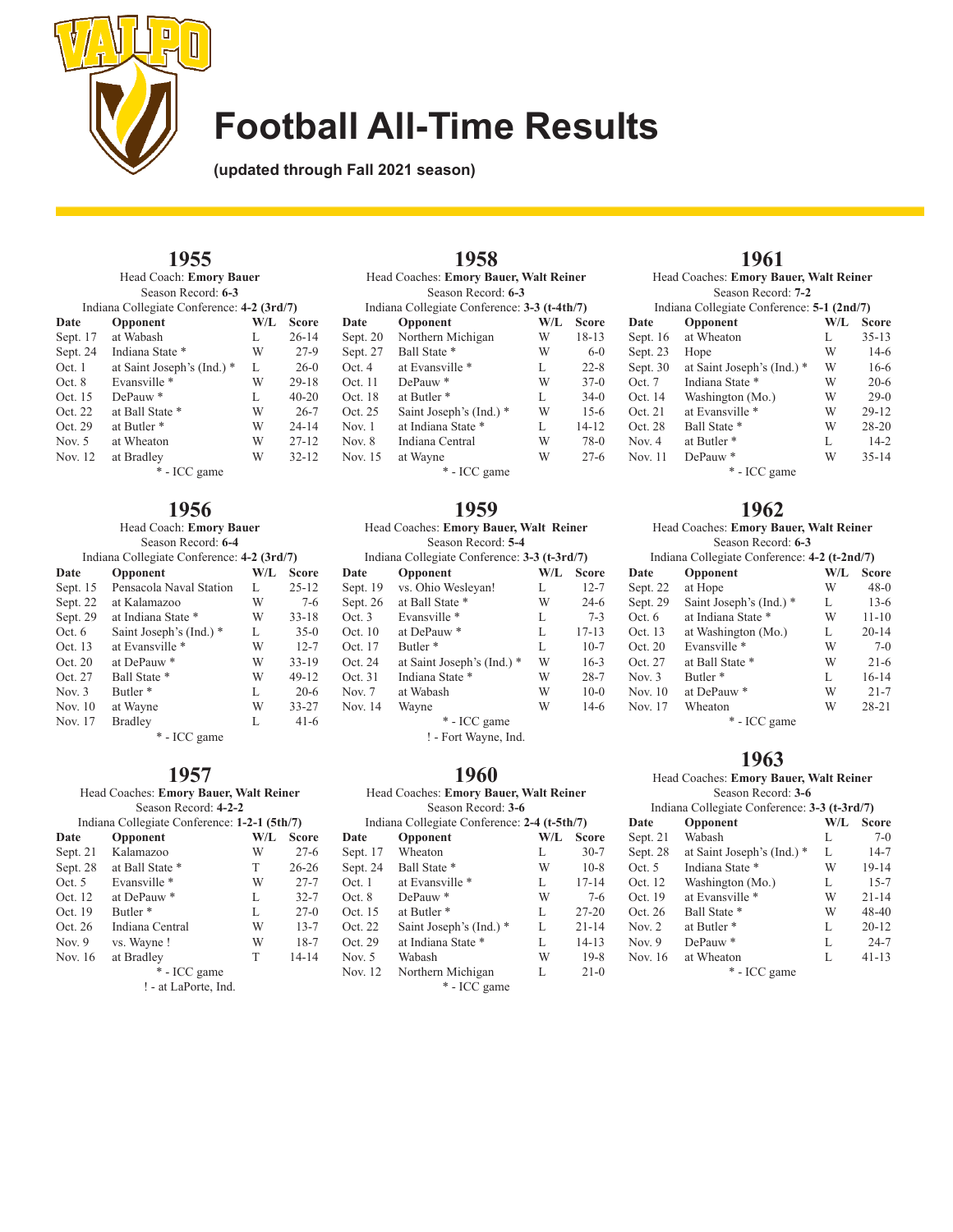# Football All-Time Results

**(updated through Fall 2021 season)**

## 1955

Head Coach: **Emory Bauer**
Season Record: **6-3**
Indiana Collegiate Conference: **4-2 (3rd/7)**

| Date | Opponent | W/L | Score |
|---|---|---|---|
| Sept. 17 | at Wabash | L | 26-14 |
| Sept. 24 | Indiana State * | W | 27-9 |
| Oct. 1 | at Saint Joseph's (Ind.) * | L | 26-0 |
| Oct. 8 | Evansville * | W | 29-18 |
| Oct. 15 | DePauw * | L | 40-20 |
| Oct. 22 | at Ball State * | W | 26-7 |
| Oct. 29 | at Butler * | W | 24-14 |
| Nov. 5 | at Wheaton | W | 27-12 |
| Nov. 12 | at Bradley | W | 32-12 |

* - ICC game

## 1956

Head Coach: **Emory Bauer**
Season Record: **6-4**
Indiana Collegiate Conference: **4-2 (3rd/7)**

| Date | Opponent | W/L | Score |
|---|---|---|---|
| Sept. 15 | Pensacola Naval Station | L | 25-12 |
| Sept. 22 | at Kalamazoo | W | 7-6 |
| Sept. 29 | at Indiana State * | W | 33-18 |
| Oct. 6 | Saint Joseph's (Ind.) * | L | 35-0 |
| Oct. 13 | at Evansville * | W | 12-7 |
| Oct. 20 | at DePauw * | W | 33-19 |
| Oct. 27 | Ball State * | W | 49-12 |
| Nov. 3 | Butler * | L | 20-6 |
| Nov. 10 | at Wayne | W | 33-27 |
| Nov. 17 | Bradley | L | 41-6 |

* - ICC game

## 1957

Head Coaches: **Emory Bauer, Walt Reiner**
Season Record: **4-2-2**
Indiana Collegiate Conference: **1-2-1 (5th/7)**

| Date | Opponent | W/L | Score |
|---|---|---|---|
| Sept. 21 | Kalamazoo | W | 27-6 |
| Sept. 28 | at Ball State * | T | 26-26 |
| Oct. 5 | Evansville * | W | 27-7 |
| Oct. 12 | at DePauw * | L | 32-7 |
| Oct. 19 | Butler * | L | 27-0 |
| Oct. 26 | Indiana Central | W | 13-7 |
| Nov. 9 | vs. Wayne ! | W | 18-7 |
| Nov. 16 | at Bradley | T | 14-14 |

* - ICC game
! - at LaPorte, Ind.

## 1958

Head Coaches: **Emory Bauer, Walt Reiner**
Season Record: **6-3**
Indiana Collegiate Conference: **3-3 (t-4th/7)**

| Date | Opponent | W/L | Score |
|---|---|---|---|
| Sept. 20 | Northern Michigan | W | 18-13 |
| Sept. 27 | Ball State * | W | 6-0 |
| Oct. 4 | at Evansville * | L | 22-8 |
| Oct. 11 | DePauw * | W | 37-0 |
| Oct. 18 | at Butler * | L | 34-0 |
| Oct. 25 | Saint Joseph's (Ind.) * | W | 15-6 |
| Nov. 1 | at Indiana State * | L | 14-12 |
| Nov. 8 | Indiana Central | W | 78-0 |
| Nov. 15 | at Wayne | W | 27-6 |

* - ICC game

## 1959

Head Coaches: **Emory Bauer, Walt Reiner**
Season Record: **5-4**
Indiana Collegiate Conference: **3-3 (t-3rd/7)**

| Date | Opponent | W/L | Score |
|---|---|---|---|
| Sept. 19 | vs. Ohio Wesleyan! | L | 12-7 |
| Sept. 26 | at Ball State * | W | 24-6 |
| Oct. 3 | Evansville * | L | 7-3 |
| Oct. 10 | at DePauw * | L | 17-13 |
| Oct. 17 | Butler * | L | 10-7 |
| Oct. 24 | at Saint Joseph's (Ind.) * | W | 16-3 |
| Oct. 31 | Indiana State * | W | 28-7 |
| Nov. 7 | at Wabash | W | 10-0 |
| Nov. 14 | Wayne | W | 14-6 |

* - ICC game
! - Fort Wayne, Ind.

## 1960

Head Coaches: **Emory Bauer, Walt Reiner**
Season Record: **3-6**
Indiana Collegiate Conference: **2-4 (t-5th/7)**

| Date | Opponent | W/L | Score |
|---|---|---|---|
| Sept. 17 | Wheaton | L | 30-7 |
| Sept. 24 | Ball State * | W | 10-8 |
| Oct. 1 | at Evansville * | L | 17-14 |
| Oct. 8 | DePauw * | W | 7-6 |
| Oct. 15 | at Butler * | L | 27-20 |
| Oct. 22 | Saint Joseph's (Ind.) * | L | 21-14 |
| Oct. 29 | at Indiana State * | L | 14-13 |
| Nov. 5 | Wabash | W | 19-8 |
| Nov. 12 | Northern Michigan | L | 21-0 |

* - ICC game

## 1961

Head Coaches: **Emory Bauer, Walt Reiner**
Season Record: **7-2**
Indiana Collegiate Conference: **5-1 (2nd/7)**

| Date | Opponent | W/L | Score |
|---|---|---|---|
| Sept. 16 | at Wheaton | L | 35-13 |
| Sept. 23 | Hope | W | 14-6 |
| Sept. 30 | at Saint Joseph's (Ind.) * | W | 16-6 |
| Oct. 7 | Indiana State * | W | 20-6 |
| Oct. 14 | Washington (Mo.) | W | 29-0 |
| Oct. 21 | at Evansville * | W | 29-12 |
| Oct. 28 | Ball State * | W | 28-20 |
| Nov. 4 | at Butler * | L | 14-2 |
| Nov. 11 | DePauw * | W | 35-14 |

* - ICC game

## 1962

Head Coaches: **Emory Bauer, Walt Reiner**
Season Record: **6-3**
Indiana Collegiate Conference: **4-2 (t-2nd/7)**

| Date | Opponent | W/L | Score |
|---|---|---|---|
| Sept. 22 | at Hope | W | 48-0 |
| Sept. 29 | Saint Joseph's (Ind.) * | L | 13-6 |
| Oct. 6 | at Indiana State * | W | 11-10 |
| Oct. 13 | at Washington (Mo.) | L | 20-14 |
| Oct. 20 | Evansville * | W | 7-0 |
| Oct. 27 | at Ball State * | W | 21-6 |
| Nov. 3 | Butler * | L | 16-14 |
| Nov. 10 | at DePauw * | W | 21-7 |
| Nov. 17 | Wheaton | W | 28-21 |

* - ICC game

## 1963

Head Coaches: **Emory Bauer, Walt Reiner**
Season Record: **3-6**
Indiana Collegiate Conference: **3-3 (t-3rd/7)**

| Date | Opponent | W/L | Score |
|---|---|---|---|
| Sept. 21 | Wabash | L | 7-0 |
| Sept. 28 | at Saint Joseph's (Ind.) * | L | 14-7 |
| Oct. 5 | Indiana State * | W | 19-14 |
| Oct. 12 | Washington (Mo.) | L | 15-7 |
| Oct. 19 | at Evansville * | W | 21-14 |
| Oct. 26 | Ball State * | W | 48-40 |
| Nov. 2 | at Butler * | L | 20-12 |
| Nov. 9 | DePauw * | L | 24-7 |
| Nov. 16 | at Wheaton | L | 41-13 |

* - ICC game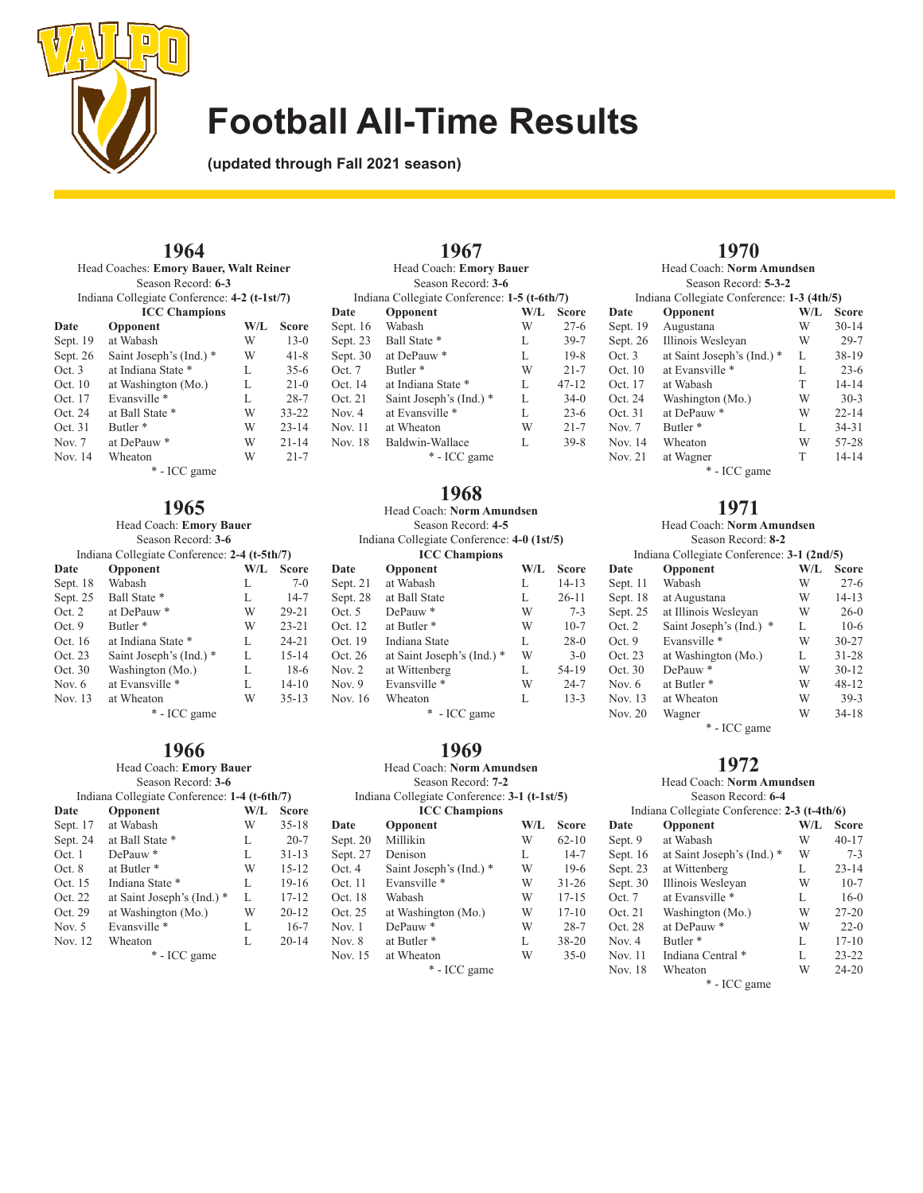# Football All-Time Results

**(updated through Fall 2021 season)**

## 1964

Head Coaches: **Emory Bauer, Walt Reiner**
Season Record: **6-3**
Indiana Collegiate Conference: **4-2 (t-1st/7)**
**ICC Champions**

| Date | Opponent | W/L | Score |
|---|---|---|---|
| Sept. 19 | at Wabash | W | 13-0 |
| Sept. 26 | Saint Joseph's (Ind.) * | W | 41-8 |
| Oct. 3 | at Indiana State * | L | 35-6 |
| Oct. 10 | at Washington (Mo.) | L | 21-0 |
| Oct. 17 | Evansville * | L | 28-7 |
| Oct. 24 | at Ball State * | W | 33-22 |
| Oct. 31 | Butler * | W | 23-14 |
| Nov. 7 | at DePauw * | W | 21-14 |
| Nov. 14 | Wheaton | W | 21-7 |

* - ICC game

## 1965

Head Coach: **Emory Bauer**
Season Record: **3-6**
Indiana Collegiate Conference: **2-4 (t-5th/7)**

| Date | Opponent | W/L | Score |
|---|---|---|---|
| Sept. 18 | Wabash | L | 7-0 |
| Sept. 25 | Ball State * | L | 14-7 |
| Oct. 2 | at DePauw * | W | 29-21 |
| Oct. 9 | Butler * | W | 23-21 |
| Oct. 16 | at Indiana State * | L | 24-21 |
| Oct. 23 | Saint Joseph's (Ind.) * | L | 15-14 |
| Oct. 30 | Washington (Mo.) | L | 18-6 |
| Nov. 6 | at Evansville * | L | 14-10 |
| Nov. 13 | at Wheaton | W | 35-13 |

* - ICC game

## 1966

Head Coach: **Emory Bauer**
Season Record: **3-6**
Indiana Collegiate Conference: **1-4 (t-6th/7)**

| Date | Opponent | W/L | Score |
|---|---|---|---|
| Sept. 17 | at Wabash | W | 35-18 |
| Sept. 24 | at Ball State * | L | 20-7 |
| Oct. 1 | DePauw * | L | 31-13 |
| Oct. 8 | at Butler * | W | 15-12 |
| Oct. 15 | Indiana State * | L | 19-16 |
| Oct. 22 | at Saint Joseph's (Ind.) * | L | 17-12 |
| Oct. 29 | at Washington (Mo.) | W | 20-12 |
| Nov. 5 | Evansville * | L | 16-7 |
| Nov. 12 | Wheaton | L | 20-14 |

* - ICC game

## 1967

Head Coach: **Emory Bauer**
Season Record: **3-6**
Indiana Collegiate Conference: **1-5 (t-6th/7)**

| Date | Opponent | W/L | Score |
|---|---|---|---|
| Sept. 16 | Wabash | W | 27-6 |
| Sept. 23 | Ball State * | L | 39-7 |
| Sept. 30 | at DePauw * | L | 19-8 |
| Oct. 7 | Butler * | W | 21-7 |
| Oct. 14 | at Indiana State * | L | 47-12 |
| Oct. 21 | Saint Joseph's (Ind.) * | L | 34-0 |
| Nov. 4 | at Evansville * | L | 23-6 |
| Nov. 11 | at Wheaton | W | 21-7 |
| Nov. 18 | Baldwin-Wallace | L | 39-8 |

* - ICC game

## 1968

Head Coach: **Norm Amundsen**
Season Record: **4-5**
Indiana Collegiate Conference: **4-0 (1st/5)**
**ICC Champions**

| Date | Opponent | W/L | Score |
|---|---|---|---|
| Sept. 21 | at Wabash | L | 14-13 |
| Sept. 28 | at Ball State | L | 26-11 |
| Oct. 5 | DePauw * | W | 7-3 |
| Oct. 12 | at Butler * | W | 10-7 |
| Oct. 19 | Indiana State | L | 28-0 |
| Oct. 26 | at Saint Joseph's (Ind.) * | W | 3-0 |
| Nov. 2 | at Wittenberg | L | 54-19 |
| Nov. 9 | Evansville * | W | 24-7 |
| Nov. 16 | Wheaton | L | 13-3 |

* - ICC game

## 1969

Head Coach: **Norm Amundsen**
Season Record: **7-2**
Indiana Collegiate Conference: **3-1 (t-1st/5)**
**ICC Champions**

| Date | Opponent | W/L | Score |
|---|---|---|---|
| Sept. 20 | Millikin | W | 62-10 |
| Sept. 27 | Denison | L | 14-7 |
| Oct. 4 | Saint Joseph's (Ind.) * | W | 19-6 |
| Oct. 11 | Evansville * | W | 31-26 |
| Oct. 18 | Wabash | W | 17-15 |
| Oct. 25 | at Washington (Mo.) | W | 17-10 |
| Nov. 1 | DePauw * | W | 28-7 |
| Nov. 8 | at Butler * | L | 38-20 |
| Nov. 15 | at Wheaton | W | 35-0 |

* - ICC game

## 1970

Head Coach: **Norm Amundsen**
Season Record: **5-3-2**
Indiana Collegiate Conference: **1-3 (4th/5)**

| Date | Opponent | W/L | Score |
|---|---|---|---|
| Sept. 19 | Augustana | W | 30-14 |
| Sept. 26 | Illinois Wesleyan | W | 29-7 |
| Oct. 3 | at Saint Joseph's (Ind.) * | L | 38-19 |
| Oct. 10 | at Evansville * | L | 23-6 |
| Oct. 17 | at Wabash | T | 14-14 |
| Oct. 24 | Washington (Mo.) | W | 30-3 |
| Oct. 31 | at DePauw * | W | 22-14 |
| Nov. 7 | Butler * | L | 34-31 |
| Nov. 14 | Wheaton | W | 57-28 |
| Nov. 21 | at Wagner | T | 14-14 |

* - ICC game

## 1971

Head Coach: **Norm Amundsen**
Season Record: **8-2**
Indiana Collegiate Conference: **3-1 (2nd/5)**

| Date | Opponent | W/L | Score |
|---|---|---|---|
| Sept. 11 | Wabash | W | 27-6 |
| Sept. 18 | at Augustana | W | 14-13 |
| Sept. 25 | at Illinois Wesleyan | W | 26-0 |
| Oct. 2 | Saint Joseph's (Ind.) * | L | 10-6 |
| Oct. 9 | Evansville * | W | 30-27 |
| Oct. 23 | at Washington (Mo.) | L | 31-28 |
| Oct. 30 | DePauw * | W | 30-12 |
| Nov. 6 | at Butler * | W | 48-12 |
| Nov. 13 | at Wheaton | W | 39-3 |
| Nov. 20 | Wagner | W | 34-18 |

* - ICC game

## 1972

Head Coach: **Norm Amundsen**
Season Record: **6-4**
Indiana Collegiate Conference: **2-3 (t-4th/6)**

| Date | Opponent | W/L | Score |
|---|---|---|---|
| Sept. 9 | at Wabash | W | 40-17 |
| Sept. 16 | at Saint Joseph's (Ind.) * | W | 7-3 |
| Sept. 23 | at Wittenberg | L | 23-14 |
| Sept. 30 | Illinois Wesleyan | W | 10-7 |
| Oct. 7 | at Evansville * | L | 16-0 |
| Oct. 21 | Washington (Mo.) | W | 27-20 |
| Oct. 28 | at DePauw * | W | 22-0 |
| Nov. 4 | Butler * | L | 17-10 |
| Nov. 11 | Indiana Central * | L | 23-22 |
| Nov. 18 | Wheaton | W | 24-20 |

* - ICC game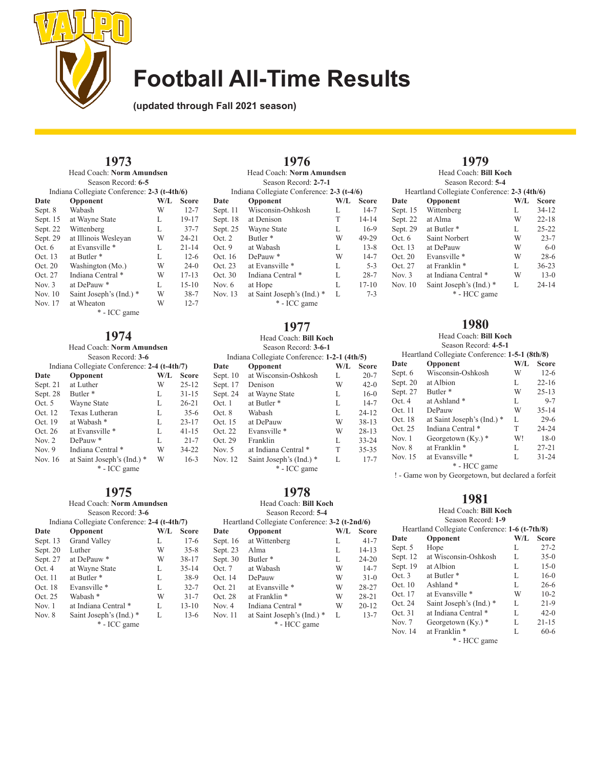# Football All-Time Results

**(updated through Fall 2021 season)**

## 1973

Head Coach: **Norm Amundsen**
Season Record: **6-5**
Indiana Collegiate Conference: **2-3 (t-4th/6)**

| Date | Opponent | W/L | Score |
|---|---|---|---|
| Sept. 8 | Wabash | W | 12-7 |
| Sept. 15 | at Wayne State | L | 19-17 |
| Sept. 22 | Wittenberg | L | 37-7 |
| Sept. 29 | at Illinois Wesleyan | W | 24-21 |
| Oct. 6 | at Evansville * | L | 21-14 |
| Oct. 13 | at Butler * | L | 12-6 |
| Oct. 20 | Washington (Mo.) | W | 24-0 |
| Oct. 27 | Indiana Central * | W | 17-13 |
| Nov. 3 | at DePauw * | L | 15-10 |
| Nov. 10 | Saint Joseph's (Ind.) * | W | 38-7 |
| Nov. 17 | at Wheaton | W | 12-7 |

* - ICC game

## 1974

Head Coach: **Norm Amundsen**
Season Record: **3-6**
Indiana Collegiate Conference: **2-4 (t-4th/7)**

| Date | Opponent | W/L | Score |
|---|---|---|---|
| Sept. 21 | at Luther | W | 25-12 |
| Sept. 28 | Butler * | L | 31-15 |
| Oct. 5 | Wayne State | L | 26-21 |
| Oct. 12 | Texas Lutheran | L | 35-6 |
| Oct. 19 | at Wabash * | L | 23-17 |
| Oct. 26 | at Evansville * | L | 41-15 |
| Nov. 2 | DePauw * | L | 21-7 |
| Nov. 9 | Indiana Central * | W | 34-22 |
| Nov. 16 | at Saint Joseph's (Ind.) * | W | 16-3 |

* - ICC game

## 1975

Head Coach: **Norm Amundsen**
Season Record: **3-6**
Indiana Collegiate Conference: **2-4 (t-4th/7)**

| Date | Opponent | W/L | Score |
|---|---|---|---|
| Sept. 13 | Grand Valley | L | 17-6 |
| Sept. 20 | Luther | W | 35-8 |
| Sept. 27 | at DePauw * | W | 38-17 |
| Oct. 4 | at Wayne State | L | 35-14 |
| Oct. 11 | at Butler * | L | 38-9 |
| Oct. 18 | Evansville * | L | 32-7 |
| Oct. 25 | Wabash * | W | 31-7 |
| Nov. 1 | at Indiana Central * | L | 13-10 |
| Nov. 8 | Saint Joseph's (Ind.) * | L | 13-6 |

* - ICC game

## 1976

Head Coach: **Norm Amundsen**
Season Record: **2-7-1**
Indiana Collegiate Conference: **2-3 (t-4/6)**

| Date | Opponent | W/L | Score |
|---|---|---|---|
| Sept. 11 | Wisconsin-Oshkosh | L | 14-7 |
| Sept. 18 | at Denison | T | 14-14 |
| Sept. 25 | Wayne State | L | 16-9 |
| Oct. 2 | Butler * | W | 49-29 |
| Oct. 9 | at Wabash | L | 13-8 |
| Oct. 16 | DePauw * | W | 14-7 |
| Oct. 23 | at Evansville * | L | 5-3 |
| Oct. 30 | Indiana Central * | L | 28-7 |
| Nov. 6 | at Hope | L | 17-10 |
| Nov. 13 | at Saint Joseph's (Ind.) * | L | 7-3 |

* - ICC game

## 1977

Head Coach: **Bill Koch**
Season Record: **3-6-1**
Indiana Collegiate Conference: **1-2-1 (4th/5)**

| Date | Opponent | W/L | Score |
|---|---|---|---|
| Sept. 10 | at Wisconsin-Oshkosh | L | 20-7 |
| Sept. 17 | Denison | W | 42-0 |
| Sept. 24 | at Wayne State | L | 16-0 |
| Oct. 1 | at Butler * | L | 14-7 |
| Oct. 8 | Wabash | L | 24-12 |
| Oct. 15 | at DePauw | W | 38-13 |
| Oct. 22 | Evansville * | W | 28-13 |
| Oct. 29 | Franklin | L | 33-24 |
| Nov. 5 | at Indiana Central * | T | 35-35 |
| Nov. 12 | Saint Joseph's (Ind.) * | L | 17-7 |

* - ICC game

## 1978

Head Coach: **Bill Koch**
Season Record: **5-4**
Heartland Collegiate Conference: **3-2 (t-2nd/6)**

| Date | Opponent | W/L | Score |
|---|---|---|---|
| Sept. 16 | at Wittenberg | L | 41-7 |
| Sept. 23 | Alma | L | 14-13 |
| Sept. 30 | Butler * | L | 24-20 |
| Oct. 7 | at Wabash | W | 14-7 |
| Oct. 14 | DePauw | W | 31-0 |
| Oct. 21 | at Evansville * | W | 28-27 |
| Oct. 28 | at Franklin * | W | 28-21 |
| Nov. 4 | Indiana Central * | W | 20-12 |
| Nov. 11 | at Saint Joseph's (Ind.) * | L | 13-7 |

* - HCC game

## 1979

Head Coach: **Bill Koch**
Season Record: **5-4**
Heartland Collegiate Conference: **2-3 (4th/6)**

| Date | Opponent | W/L | Score |
|---|---|---|---|
| Sept. 15 | Wittenberg | L | 34-12 |
| Sept. 22 | at Alma | W | 22-18 |
| Sept. 29 | at Butler * | L | 25-22 |
| Oct. 6 | Saint Norbert | W | 23-7 |
| Oct. 13 | at DePauw | W | 6-0 |
| Oct. 20 | Evansville * | W | 28-6 |
| Oct. 27 | at Franklin * | L | 36-23 |
| Nov. 3 | at Indiana Central * | W | 13-0 |
| Nov. 10 | Saint Joseph's (Ind.) * | L | 24-14 |

* - HCC game

## 1980

Head Coach: **Bill Koch**
Season Record: **4-5-1**
Heartland Collegiate Conference: **1-5-1 (8th/8)**

| Date | Opponent | W/L | Score |
|---|---|---|---|
| Sept. 6 | Wisconsin-Oshkosh | W | 12-6 |
| Sept. 20 | at Albion | L | 22-16 |
| Sept. 27 | Butler * | W | 25-13 |
| Oct. 4 | at Ashland * | L | 9-7 |
| Oct. 11 | DePauw | W | 35-14 |
| Oct. 18 | at Saint Joseph's (Ind.) * | L | 29-6 |
| Oct. 25 | Indiana Central * | T | 24-24 |
| Nov. 1 | Georgetown (Ky.) * | W! | 18-0 |
| Nov. 8 | at Franklin * | L | 27-21 |
| Nov. 15 | at Evansville * | L | 31-24 |

* - HCC game

! - Game won by Georgetown, but declared a forfeit

## 1981

Head Coach: **Bill Koch**
Season Record: **1-9**
Heartland Collegiate Conference: **1-6 (t-7th/8)**

| Date | Opponent | W/L | Score |
|---|---|---|---|
| Sept. 5 | Hope | L | 27-2 |
| Sept. 12 | at Wisconsin-Oshkosh | L | 35-0 |
| Sept. 19 | at Albion | L | 15-0 |
| Oct. 3 | at Butler * | L | 16-0 |
| Oct. 10 | Ashland * | L | 26-6 |
| Oct. 17 | at Evansville * | W | 10-2 |
| Oct. 24 | Saint Joseph's (Ind.) * | L | 21-9 |
| Oct. 31 | at Indiana Central * | L | 42-0 |
| Nov. 7 | Georgetown (Ky.) * | L | 21-15 |
| Nov. 14 | at Franklin * | L | 60-6 |

* - HCC game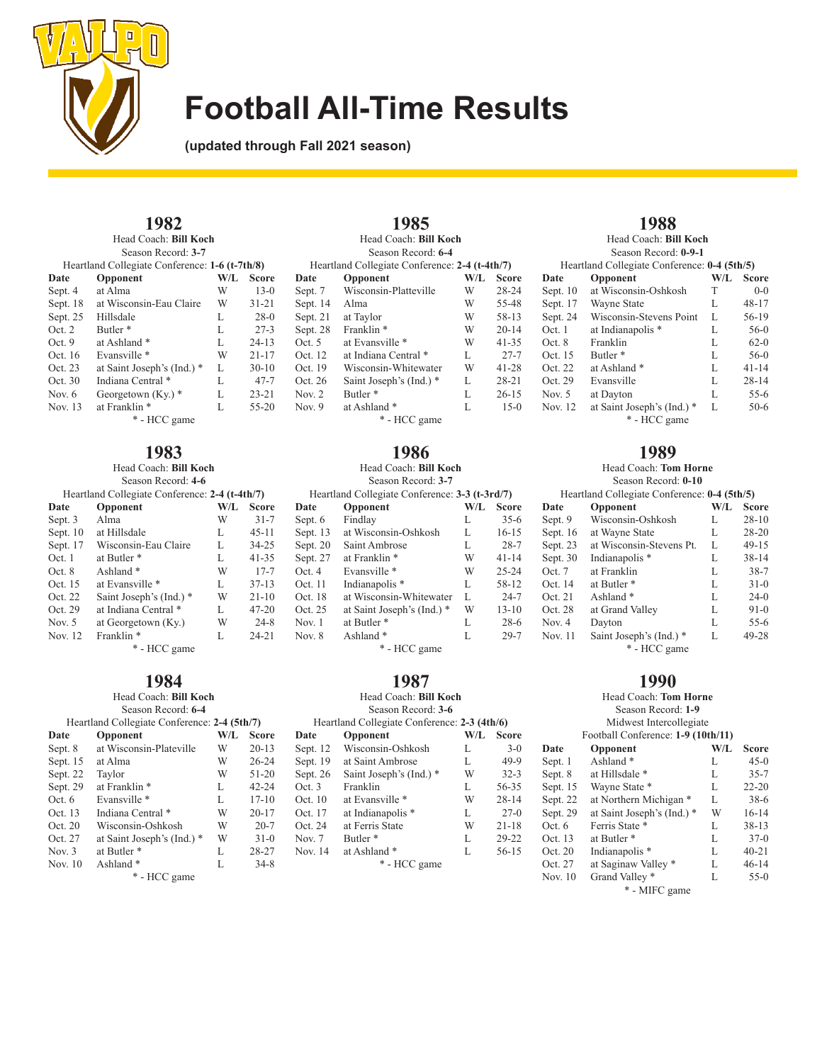# Football All-Time Results

**(updated through Fall 2021 season)**

## 1982

Head Coach: **Bill Koch**
Season Record: **3-7**
Heartland Collegiate Conference: **1-6 (t-7th/8)**

| Date | Opponent | W/L | Score |
|---|---|---|---|
| Sept. 4 | at Alma | W | 13-0 |
| Sept. 18 | at Wisconsin-Eau Claire | W | 31-21 |
| Sept. 25 | Hillsdale | L | 28-0 |
| Oct. 2 | Butler * | L | 27-3 |
| Oct. 9 | at Ashland * | L | 24-13 |
| Oct. 16 | Evansville * | W | 21-17 |
| Oct. 23 | at Saint Joseph's (Ind.) * | L | 30-10 |
| Oct. 30 | Indiana Central * | L | 47-7 |
| Nov. 6 | Georgetown (Ky.) * | L | 23-21 |
| Nov. 13 | at Franklin * | L | 55-20 |

\* - HCC game

## 1983

Head Coach: **Bill Koch**
Season Record: **4-6**
Heartland Collegiate Conference: **2-4 (t-4th/7)**

| Date | Opponent | W/L | Score |
|---|---|---|---|
| Sept. 3 | Alma | W | 31-7 |
| Sept. 10 | at Hillsdale | L | 45-11 |
| Sept. 17 | Wisconsin-Eau Claire | L | 34-25 |
| Oct. 1 | at Butler * | L | 41-35 |
| Oct. 8 | Ashland * | W | 17-7 |
| Oct. 15 | at Evansville * | L | 37-13 |
| Oct. 22 | Saint Joseph's (Ind.) * | W | 21-10 |
| Oct. 29 | at Indiana Central * | L | 47-20 |
| Nov. 5 | at Georgetown (Ky.) | W | 24-8 |
| Nov. 12 | Franklin * | L | 24-21 |

\* - HCC game

## 1984

Head Coach: **Bill Koch**
Season Record: **6-4**
Heartland Collegiate Conference: **2-4 (5th/7)**

| Date | Opponent | W/L | Score |
|---|---|---|---|
| Sept. 8 | at Wisconsin-Plateville | W | 20-13 |
| Sept. 15 | at Alma | W | 26-24 |
| Sept. 22 | Taylor | W | 51-20 |
| Sept. 29 | at Franklin * | L | 42-24 |
| Oct. 6 | Evansville * | L | 17-10 |
| Oct. 13 | Indiana Central * | W | 20-17 |
| Oct. 20 | Wisconsin-Oshkosh | W | 20-7 |
| Oct. 27 | at Saint Joseph's (Ind.) * | W | 31-0 |
| Nov. 3 | at Butler * | L | 28-27 |
| Nov. 10 | Ashland * | L | 34-8 |

\* - HCC game

## 1985

Head Coach: **Bill Koch**
Season Record: **6-4**
Heartland Collegiate Conference: **2-4 (t-4th/7)**

| Date | Opponent | W/L | Score |
|---|---|---|---|
| Sept. 7 | Wisconsin-Platteville | W | 28-24 |
| Sept. 14 | Alma | W | 55-48 |
| Sept. 21 | at Taylor | W | 58-13 |
| Sept. 28 | Franklin * | W | 20-14 |
| Oct. 5 | at Evansville * | W | 41-35 |
| Oct. 12 | at Indiana Central * | L | 27-7 |
| Oct. 19 | Wisconsin-Whitewater | W | 41-28 |
| Oct. 26 | Saint Joseph's (Ind.) * | L | 28-21 |
| Nov. 2 | Butler * | L | 26-15 |
| Nov. 9 | at Ashland * | L | 15-0 |

\* - HCC game

## 1986

Head Coach: **Bill Koch**
Season Record: **3-7**
Heartland Collegiate Conference: **3-3 (t-3rd/7)**

| Date | Opponent | W/L | Score |
|---|---|---|---|
| Sept. 6 | Findlay | L | 35-6 |
| Sept. 13 | at Wisconsin-Oshkosh | L | 16-15 |
| Sept. 20 | Saint Ambrose | L | 28-7 |
| Sept. 27 | at Franklin * | W | 41-14 |
| Oct. 4 | Evansville * | W | 25-24 |
| Oct. 11 | Indianapolis * | L | 58-12 |
| Oct. 18 | at Wisconsin-Whitewater | L | 24-7 |
| Oct. 25 | at Saint Joseph's (Ind.) * | W | 13-10 |
| Nov. 1 | at Butler * | L | 28-6 |
| Nov. 8 | Ashland * | L | 29-7 |

\* - HCC game

## 1987

Head Coach: **Bill Koch**
Season Record: **3-6**
Heartland Collegiate Conference: **2-3 (4th/6)**

| Date | Opponent | W/L | Score |
|---|---|---|---|
| Sept. 12 | Wisconsin-Oshkosh | L | 3-0 |
| Sept. 19 | at Saint Ambrose | L | 49-9 |
| Sept. 26 | Saint Joseph's (Ind.) * | W | 32-3 |
| Oct. 3 | Franklin | L | 56-35 |
| Oct. 10 | at Evansville * | W | 28-14 |
| Oct. 17 | at Indianapolis * | L | 27-0 |
| Oct. 24 | at Ferris State | W | 21-18 |
| Nov. 7 | Butler * | L | 29-22 |
| Nov. 14 | at Ashland * | L | 56-15 |

\* - HCC game

## 1988

Head Coach: **Bill Koch**
Season Record: **0-9-1**
Heartland Collegiate Conference: **0-4 (5th/5)**

| Date | Opponent | W/L | Score |
|---|---|---|---|
| Sept. 10 | at Wisconsin-Oshkosh | T | 0-0 |
| Sept. 17 | Wayne State | L | 48-17 |
| Sept. 24 | Wisconsin-Stevens Point | L | 56-19 |
| Oct. 1 | at Indianapolis * | L | 56-0 |
| Oct. 8 | Franklin | L | 62-0 |
| Oct. 15 | Butler * | L | 56-0 |
| Oct. 22 | at Ashland * | L | 41-14 |
| Oct. 29 | Evansville | L | 28-14 |
| Nov. 5 | at Dayton | L | 55-6 |
| Nov. 12 | at Saint Joseph's (Ind.) * | L | 50-6 |

\* - HCC game

## 1989

Head Coach: **Tom Horne**
Season Record: **0-10**
Heartland Collegiate Conference: **0-4 (5th/5)**

| Date | Opponent | W/L | Score |
|---|---|---|---|
| Sept. 9 | Wisconsin-Oshkosh | L | 28-10 |
| Sept. 16 | at Wayne State | L | 28-20 |
| Sept. 23 | at Wisconsin-Stevens Pt. | L | 49-15 |
| Sept. 30 | Indianapolis * | L | 38-14 |
| Oct. 7 | at Franklin | L | 38-7 |
| Oct. 14 | at Butler * | L | 31-0 |
| Oct. 21 | Ashland * | L | 24-0 |
| Oct. 28 | at Grand Valley | L | 91-0 |
| Nov. 4 | Dayton | L | 55-6 |
| Nov. 11 | Saint Joseph's (Ind.) * | L | 49-28 |

\* - HCC game

## 1990

Head Coach: **Tom Horne**
Season Record: **1-9**
Midwest Intercollegiate Football Conference: **1-9 (10th/11)**

| Date | Opponent | W/L | Score |
|---|---|---|---|
| Sept. 1 | Ashland * | L | 45-0 |
| Sept. 8 | at Hillsdale * | L | 35-7 |
| Sept. 15 | Wayne State * | L | 22-20 |
| Sept. 22 | at Northern Michigan * | L | 38-6 |
| Sept. 29 | at Saint Joseph's (Ind.) * | W | 16-14 |
| Oct. 6 | Ferris State * | L | 38-13 |
| Oct. 13 | at Butler * | L | 37-0 |
| Oct. 20 | Indianapolis * | L | 40-21 |
| Oct. 27 | at Saginaw Valley * | L | 46-14 |
| Nov. 10 | Grand Valley * | L | 55-0 |

\* - MIFC game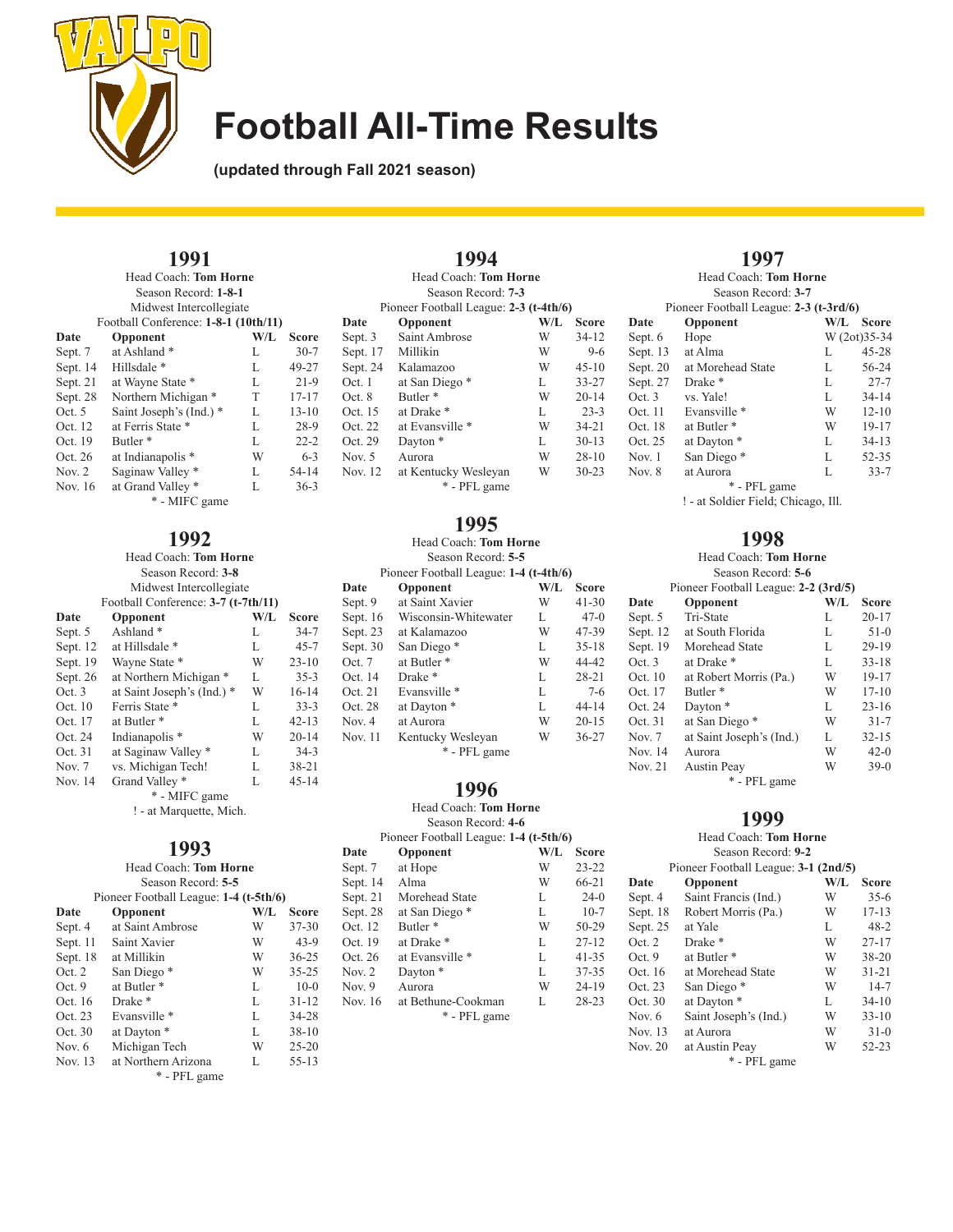# Football All-Time Results

**(updated through Fall 2021 season)**

## 1991

Head Coach: **Tom Horne**
Season Record: **1-8-1**
Midwest Intercollegiate Football Conference: **1-8-1 (10th/11)**

| Date | Opponent | W/L | Score |
|---|---|---|---|
| Sept. 7 | at Ashland * | L | 30-7 |
| Sept. 14 | Hillsdale * | L | 49-27 |
| Sept. 21 | at Wayne State * | L | 21-9 |
| Sept. 28 | Northern Michigan * | T | 17-17 |
| Oct. 5 | Saint Joseph's (Ind.) * | L | 13-10 |
| Oct. 12 | at Ferris State * | L | 28-9 |
| Oct. 19 | Butler * | L | 22-2 |
| Oct. 26 | at Indianapolis * | W | 6-3 |
| Nov. 2 | Saginaw Valley * | L | 54-14 |
| Nov. 16 | at Grand Valley * | L | 36-3 |

* - MIFC game

## 1992

Head Coach: **Tom Horne**
Season Record: **3-8**
Midwest Intercollegiate Football Conference: **3-7 (t-7th/11)**

| Date | Opponent | W/L | Score |
|---|---|---|---|
| Sept. 5 | Ashland * | L | 34-7 |
| Sept. 12 | at Hillsdale * | L | 45-7 |
| Sept. 19 | Wayne State * | W | 23-10 |
| Sept. 26 | at Northern Michigan * | L | 35-3 |
| Oct. 3 | at Saint Joseph's (Ind.) * | W | 16-14 |
| Oct. 10 | Ferris State * | L | 33-3 |
| Oct. 17 | at Butler * | L | 42-13 |
| Oct. 24 | Indianapolis * | W | 20-14 |
| Oct. 31 | at Saginaw Valley * | L | 34-3 |
| Nov. 7 | vs. Michigan Tech! | L | 38-21 |
| Nov. 14 | Grand Valley * | L | 45-14 |

* - MIFC game
! - at Marquette, Mich.

## 1993

Head Coach: **Tom Horne**
Season Record: **5-5**
Pioneer Football League: **1-4 (t-5th/6)**

| Date | Opponent | W/L | Score |
|---|---|---|---|
| Sept. 4 | at Saint Ambrose | W | 37-30 |
| Sept. 11 | Saint Xavier | W | 43-9 |
| Sept. 18 | at Millikin | W | 36-25 |
| Oct. 2 | San Diego * | W | 35-25 |
| Oct. 9 | at Butler * | L | 10-0 |
| Oct. 16 | Drake * | L | 31-12 |
| Oct. 23 | Evansville * | L | 34-28 |
| Oct. 30 | at Dayton * | L | 38-10 |
| Nov. 6 | Michigan Tech | W | 25-20 |
| Nov. 13 | at Northern Arizona | L | 55-13 |

* - PFL game

## 1994

Head Coach: **Tom Horne**
Season Record: **7-3**
Pioneer Football League: **2-3 (t-4th/6)**

| Date | Opponent | W/L | Score |
|---|---|---|---|
| Sept. 3 | Saint Ambrose | W | 34-12 |
| Sept. 17 | Millikin | W | 9-6 |
| Sept. 24 | Kalamazoo | W | 45-10 |
| Oct. 1 | at San Diego * | L | 33-27 |
| Oct. 8 | Butler * | W | 20-14 |
| Oct. 15 | at Drake * | L | 23-3 |
| Oct. 22 | at Evansville * | W | 34-21 |
| Oct. 29 | Dayton * | L | 30-13 |
| Nov. 5 | Aurora | W | 28-10 |
| Nov. 12 | at Kentucky Wesleyan | W | 30-23 |

* - PFL game

## 1995

Head Coach: **Tom Horne**
Season Record: **5-5**
Pioneer Football League: **1-4 (t-4th/6)**

| Date | Opponent | W/L | Score |
|---|---|---|---|
| Sept. 9 | at Saint Xavier | W | 41-30 |
| Sept. 16 | Wisconsin-Whitewater | L | 47-0 |
| Sept. 23 | at Kalamazoo | W | 47-39 |
| Sept. 30 | San Diego * | L | 35-18 |
| Oct. 7 | at Butler * | W | 44-42 |
| Oct. 14 | Drake * | L | 28-21 |
| Oct. 21 | Evansville * | L | 7-6 |
| Oct. 28 | at Dayton * | L | 44-14 |
| Nov. 4 | at Aurora | W | 20-15 |
| Nov. 11 | Kentucky Wesleyan | W | 36-27 |

* - PFL game

## 1996

Head Coach: **Tom Horne**
Season Record: **4-6**
Pioneer Football League: **1-4 (t-5th/6)**

| Date | Opponent | W/L | Score |
|---|---|---|---|
| Sept. 7 | at Hope | W | 23-22 |
| Sept. 14 | Alma | W | 66-21 |
| Sept. 21 | Morehead State | L | 24-0 |
| Sept. 28 | at San Diego * | L | 10-7 |
| Oct. 12 | Butler * | W | 50-29 |
| Oct. 19 | at Drake * | L | 27-12 |
| Oct. 26 | at Evansville * | L | 41-35 |
| Nov. 2 | Dayton * | L | 37-35 |
| Nov. 9 | Aurora | W | 24-19 |
| Nov. 16 | at Bethune-Cookman | L | 28-23 |

* - PFL game

## 1997

Head Coach: **Tom Horne**
Season Record: **3-7**
Pioneer Football League: **2-3 (t-3rd/6)**

| Date | Opponent | W/L | Score |
|---|---|---|---|
| Sept. 6 | Hope | W (2ot) | 35-34 |
| Sept. 13 | at Alma | L | 45-28 |
| Sept. 20 | at Morehead State | L | 56-24 |
| Sept. 27 | Drake * | L | 27-7 |
| Oct. 3 | vs. Yale! | L | 34-14 |
| Oct. 11 | Evansville * | W | 12-10 |
| Oct. 18 | at Butler * | W | 19-17 |
| Oct. 25 | at Dayton * | L | 34-13 |
| Nov. 1 | San Diego * | L | 52-35 |
| Nov. 8 | at Aurora | L | 33-7 |

* - PFL game
! - at Soldier Field; Chicago, Ill.

## 1998

Head Coach: **Tom Horne**
Season Record: **5-6**
Pioneer Football League: **2-2 (3rd/5)**

| Date | Opponent | W/L | Score |
|---|---|---|---|
| Sept. 5 | Tri-State | L | 20-17 |
| Sept. 12 | at South Florida | L | 51-0 |
| Sept. 19 | Morehead State | L | 29-19 |
| Oct. 3 | at Drake * | L | 33-18 |
| Oct. 10 | at Robert Morris (Pa.) | W | 19-17 |
| Oct. 17 | Butler * | W | 17-10 |
| Oct. 24 | Dayton * | L | 23-16 |
| Oct. 31 | at San Diego * | W | 31-7 |
| Nov. 7 | at Saint Joseph's (Ind.) | L | 32-15 |
| Nov. 14 | Aurora | W | 42-0 |
| Nov. 21 | Austin Peay | W | 39-0 |

* - PFL game

## 1999

Head Coach: **Tom Horne**
Season Record: **9-2**
Pioneer Football League: **3-1 (2nd/5)**

| Date | Opponent | W/L | Score |
|---|---|---|---|
| Sept. 4 | Saint Francis (Ind.) | W | 35-6 |
| Sept. 18 | Robert Morris (Pa.) | W | 17-13 |
| Sept. 25 | at Yale | L | 48-2 |
| Oct. 2 | Drake * | W | 27-17 |
| Oct. 9 | at Butler * | W | 38-20 |
| Oct. 16 | at Morehead State | W | 31-21 |
| Oct. 23 | San Diego * | W | 14-7 |
| Oct. 30 | at Dayton * | L | 34-10 |
| Nov. 6 | Saint Joseph's (Ind.) | W | 33-10 |
| Nov. 13 | at Aurora | W | 31-0 |
| Nov. 20 | at Austin Peay | W | 52-23 |

* - PFL game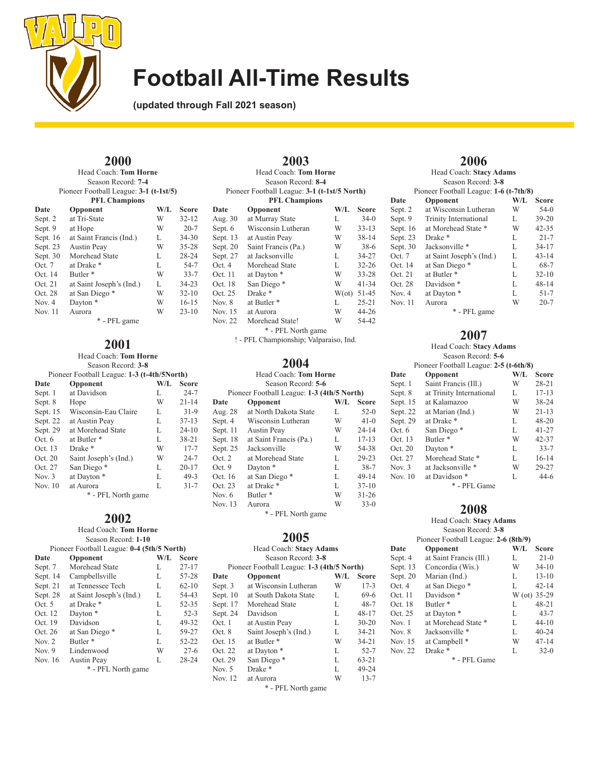# Football All-Time Results

**(updated through Fall 2021 season)**

## 2000

Head Coach: **Tom Horne**
Season Record: **7-4**
Pioneer Football League: **3-1 (t-1st/5)**
**PFL Champions**

| Date | Opponent | W/L | Score |
|---|---|---|---|
| Sept. 2 | at Tri-State | W | 32-12 |
| Sept. 9 | at Hope | W | 20-7 |
| Sept. 16 | at Saint Francis (Ind.) | L | 34-30 |
| Sept. 23 | Austin Peay | W | 35-28 |
| Sept. 30 | Morehead State | L | 28-24 |
| Oct. 7 | at Drake * | L | 54-7 |
| Oct. 14 | Butler * | W | 33-7 |
| Oct. 21 | at Saint Joseph's (Ind.) | L | 34-23 |
| Oct. 28 | at San Diego * | W | 32-10 |
| Nov. 4 | Dayton * | W | 16-15 |
| Nov. 11 | Aurora | W | 23-10 |

* - PFL game

## 2001

Head Coach: **Tom Horne**
Season Record: **3-8**
Pioneer Football League: **1-3 (t-4th/5North)**

| Date | Opponent | W/L | Score |
|---|---|---|---|
| Sept. 1 | at Davidson | L | 24-7 |
| Sept. 8 | Hope | W | 21-14 |
| Sept. 15 | Wisconsin-Eau Claire | L | 31-9 |
| Sept. 22 | at Austin Peay | L | 37-13 |
| Sept. 29 | at Morehead State | L | 24-10 |
| Oct. 6 | at Butler * | L | 38-21 |
| Oct. 13 | Drake * | W | 17-7 |
| Oct. 20 | Saint Joseph's (Ind.) | W | 24-7 |
| Oct. 27 | San Diego * | L | 20-17 |
| Nov. 3 | at Dayton * | L | 49-3 |
| Nov. 10 | at Aurora | L | 31-7 |

* - PFL North game

## 2002

Head Coach: **Tom Horne**
Season Record: **1-10**
Pioneer Football League: **0-4 (5th/5 North)**

| Date | Opponent | W/L | Score |
|---|---|---|---|
| Sept. 7 | Morehead State | L | 27-17 |
| Sept. 14 | Campbellsville | L | 57-28 |
| Sept. 21 | at Tennessee Tech | L | 62-10 |
| Sept. 28 | at Saint Joseph's (Ind.) | L | 54-43 |
| Oct. 5 | at Drake * | L | 52-35 |
| Oct. 12 | Dayton * | L | 52-3 |
| Oct. 19 | Davidson | L | 49-32 |
| Oct. 26 | at San Diego * | L | 59-27 |
| Nov. 2 | Butler * | L | 52-22 |
| Nov. 9 | Lindenwood | W | 27-6 |
| Nov. 16 | Austin Peay | L | 28-24 |

* - PFL North game

## 2003

Head Coach: **Tom Horne**
Season Record: **8-4**
Pioneer Football League: **3-1 (t-1st/5 North)**
**PFL Champions**

| Date | Opponent | W/L | Score |
|---|---|---|---|
| Aug. 30 | at Murray State | L | 34-0 |
| Sept. 6 | Wisconsin Lutheran | W | 33-13 |
| Sept. 13 | at Austin Peay | W | 38-14 |
| Sept. 20 | Saint Francis (Pa.) | W | 38-6 |
| Sept. 27 | at Jacksonville | L | 34-27 |
| Oct. 4 | Morehead State | L | 32-26 |
| Oct. 11 | at Dayton * | W | 33-28 |
| Oct. 18 | San Diego * | W | 41-34 |
| Oct. 25 | Drake * | W(ot) | 51-45 |
| Nov. 8 | at Butler * | L | 25-21 |
| Nov. 15 | at Aurora | W | 44-26 |
| Nov. 22 | Morehead State! | W | 54-42 |

* - PFL North game
! - PFL Championship; Valparaiso, Ind.

## 2004

Head Coach: **Tom Horne**
Season Record: **5-6**
Pioneer Football League: **1-3 (4th/5 North)**

| Date | Opponent | W/L | Score |
|---|---|---|---|
| Aug. 28 | at North Dakota State | L | 52-0 |
| Sept. 4 | Wisconsin Lutheran | W | 41-0 |
| Sept. 11 | Austin Peay | W | 24-14 |
| Sept. 18 | at Saint Francis (Pa.) | L | 17-13 |
| Sept. 25 | Jacksonville | W | 54-38 |
| Oct. 2 | at Morehead State | L | 29-23 |
| Oct. 9 | Dayton * | L | 38-7 |
| Oct. 16 | at San Diego * | L | 49-14 |
| Oct. 23 | at Drake * | L | 37-10 |
| Nov. 6 | Butler * | W | 31-26 |
| Nov. 13 | Aurora | W | 33-0 |

* - PFL North game

## 2005

Head Coach: **Stacy Adams**
Season Record: **3-8**
Pioneer Football League: **1-3 (4th/5 North)**

| Date | Opponent | W/L | Score |
|---|---|---|---|
| Sept. 3 | at Wisconsin Lutheran | W | 17-3 |
| Sept. 10 | at South Dakota State | L | 69-6 |
| Sept. 17 | Morehead State | L | 48-7 |
| Sept. 24 | Davidson | L | 48-17 |
| Oct. 1 | at Austin Peay | L | 30-20 |
| Oct. 8 | Saint Joseph's (Ind.) | L | 34-21 |
| Oct. 15 | at Butler * | W | 34-21 |
| Oct. 22 | at Dayton * | L | 52-7 |
| Oct. 29 | San Diego * | L | 63-21 |
| Nov. 5 | Drake * | L | 49-24 |
| Nov. 12 | at Aurora | W | 13-7 |

* - PFL North game

## 2006

Head Coach: **Stacy Adams**
Season Record: **3-8**
Pioneer Football League: **1-6 (t-7th/8)**

| Date | Opponent | W/L | Score |
|---|---|---|---|
| Sept. 2 | at Wisconsin Lutheran | W | 54-0 |
| Sept. 9 | Trinity International | L | 39-20 |
| Sept. 16 | at Morehead State * | W | 42-35 |
| Sept. 23 | Drake * | L | 21-7 |
| Sept. 30 | Jacksonville * | L | 34-17 |
| Oct. 7 | at Saint Joseph's (Ind.) | L | 43-14 |
| Oct. 14 | at San Diego * | L | 68-7 |
| Oct. 21 | at Butler * | L | 32-10 |
| Oct. 28 | Davidson * | L | 48-14 |
| Nov. 4 | at Dayton * | L | 51-7 |
| Nov. 11 | Aurora | W | 20-7 |

* - PFL game

## 2007

Head Coach: **Stacy Adams**
Season Record: **5-6**
Pioneer Football League: **2-5 (t-6th/8)**

| Date | Opponent | W/L | Score |
|---|---|---|---|
| Sept. 1 | Saint Francis (Ill.) | W | 28-21 |
| Sept. 8 | at Trinity International | L | 17-13 |
| Sept. 15 | at Kalamazoo | W | 38-24 |
| Sept. 22 | at Marian (Ind.) | W | 21-13 |
| Sept. 29 | at Drake * | L | 48-20 |
| Oct. 6 | San Diego * | L | 41-27 |
| Oct. 13 | Butler * | W | 42-37 |
| Oct. 20 | Dayton * | L | 33-7 |
| Oct. 27 | Morehead State * | L | 16-14 |
| Nov. 3 | at Jacksonville * | W | 29-27 |
| Nov. 10 | at Davidson * | L | 44-6 |

* - PFL Game

## 2008

Head Coach: **Stacy Adams**
Season Record: **3-8**
Pioneer Football League: **2-6 (8th/9)**

| Date | Opponent | W/L | Score |
|---|---|---|---|
| Sept. 4 | at Saint Francis (Ill.) | L | 21-0 |
| Sept. 13 | Concordia (Wis.) | W | 34-10 |
| Sept. 20 | Marian (Ind.) | L | 13-10 |
| Oct. 4 | at San Diego * | L | 42-14 |
| Oct. 11 | Davidson * | W (ot) | 35-29 |
| Oct. 18 | Butler * | L | 48-21 |
| Oct. 25 | at Dayton * | L | 43-7 |
| Nov. 1 | at Morehead State * | L | 44-10 |
| Nov. 8 | Jacksonville * | L | 40-24 |
| Nov. 15 | at Campbell * | W | 47-14 |
| Nov. 22 | Drake * | L | 32-0 |

* - PFL Game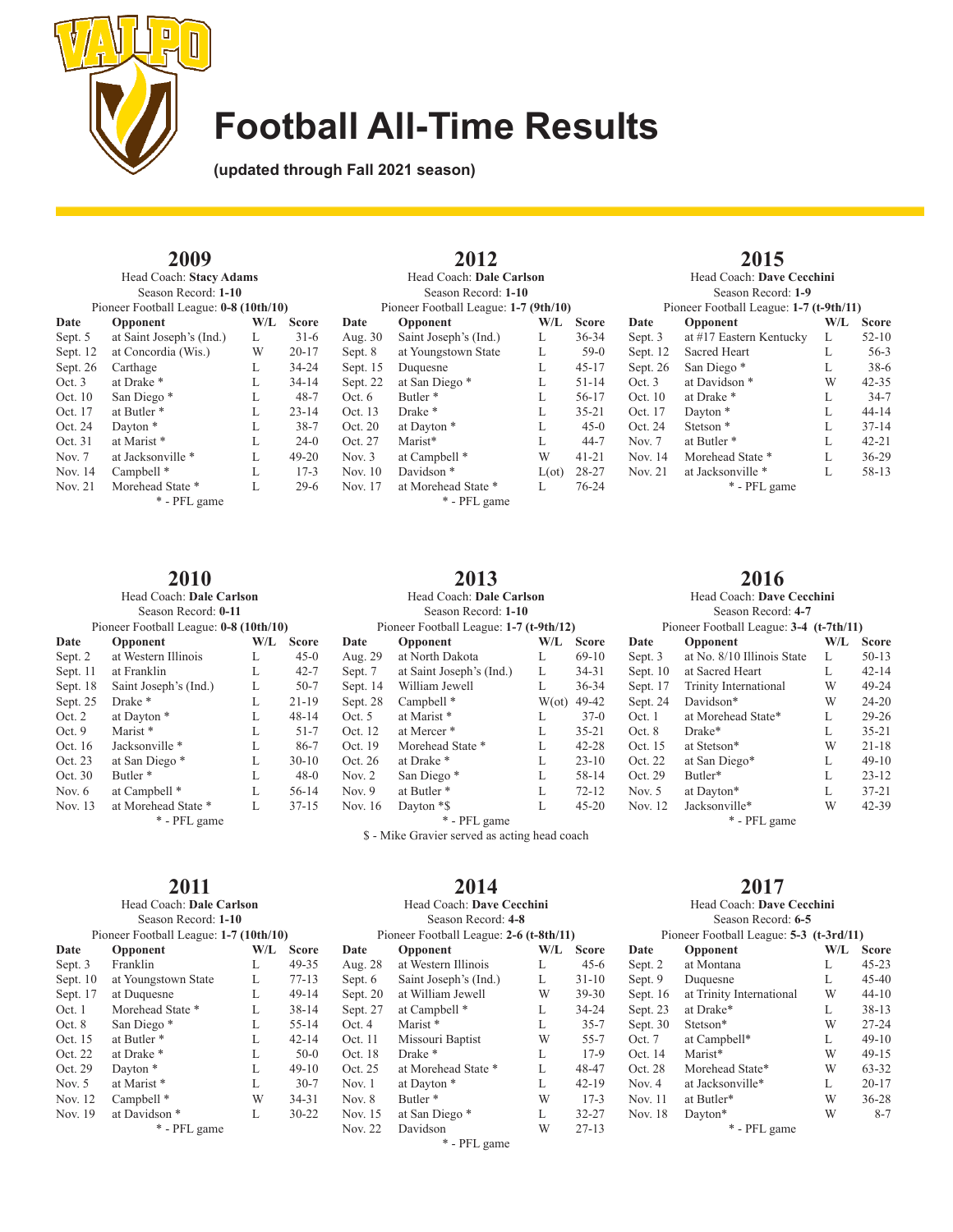# Football All-Time Results

**(updated through Fall 2021 season)**

## 2009

Head Coach: **Stacy Adams**
Season Record: **1-10**
Pioneer Football League: **0-8 (10th/10)**

| Date | Opponent | W/L | Score |
|---|---|---|---|
| Sept. 5 | at Saint Joseph's (Ind.) | L | 31-6 |
| Sept. 12 | at Concordia (Wis.) | W | 20-17 |
| Sept. 26 | Carthage | L | 34-24 |
| Oct. 3 | at Drake * | L | 34-14 |
| Oct. 10 | San Diego * | L | 48-7 |
| Oct. 17 | at Butler * | L | 23-14 |
| Oct. 24 | Dayton * | L | 38-7 |
| Oct. 31 | at Marist * | L | 24-0 |
| Nov. 7 | at Jacksonville * | L | 49-20 |
| Nov. 14 | Campbell * | L | 17-3 |
| Nov. 21 | Morehead State * | L | 29-6 |

* - PFL game

## 2010

Head Coach: **Dale Carlson**
Season Record: **0-11**
Pioneer Football League: **0-8 (10th/10)**

| Date | Opponent | W/L | Score |
|---|---|---|---|
| Sept. 2 | at Western Illinois | L | 45-0 |
| Sept. 11 | at Franklin | L | 42-7 |
| Sept. 18 | Saint Joseph's (Ind.) | L | 50-7 |
| Sept. 25 | Drake * | L | 21-19 |
| Oct. 2 | at Dayton * | L | 48-14 |
| Oct. 9 | Marist * | L | 51-7 |
| Oct. 16 | Jacksonville * | L | 86-7 |
| Oct. 23 | at San Diego * | L | 30-10 |
| Oct. 30 | Butler * | L | 48-0 |
| Nov. 6 | at Campbell * | L | 56-14 |
| Nov. 13 | at Morehead State * | L | 37-15 |

* - PFL game

## 2011

Head Coach: **Dale Carlson**
Season Record: **1-10**
Pioneer Football League: **1-7 (10th/10)**

| Date | Opponent | W/L | Score |
|---|---|---|---|
| Sept. 3 | Franklin | L | 49-35 |
| Sept. 10 | at Youngstown State | L | 77-13 |
| Sept. 17 | at Duquesne | L | 49-14 |
| Oct. 1 | Morehead State * | L | 38-14 |
| Oct. 8 | San Diego * | L | 55-14 |
| Oct. 15 | at Butler * | L | 42-14 |
| Oct. 22 | at Drake * | L | 50-0 |
| Oct. 29 | Dayton * | L | 49-10 |
| Nov. 5 | at Marist * | L | 30-7 |
| Nov. 12 | Campbell * | W | 34-31 |
| Nov. 19 | at Davidson * | L | 30-22 |

* - PFL game

## 2012

Head Coach: **Dale Carlson**
Season Record: **1-10**
Pioneer Football League: **1-7 (9th/10)**

| Date | Opponent | W/L | Score |
|---|---|---|---|
| Aug. 30 | Saint Joseph's (Ind.) | L | 36-34 |
| Sept. 8 | at Youngstown State | L | 59-0 |
| Sept. 15 | Duquesne | L | 45-17 |
| Sept. 22 | at San Diego * | L | 51-14 |
| Oct. 6 | Butler * | L | 56-17 |
| Oct. 13 | Drake * | L | 35-21 |
| Oct. 20 | at Dayton * | L | 45-0 |
| Oct. 27 | Marist* | L | 44-7 |
| Nov. 3 | at Campbell * | W | 41-21 |
| Nov. 10 | Davidson * | L(ot) | 28-27 |
| Nov. 17 | at Morehead State * | L | 76-24 |

* - PFL game

## 2013

Head Coach: **Dale Carlson**
Season Record: **1-10**
Pioneer Football League: **1-7 (t-9th/12)**

| Date | Opponent | W/L | Score |
|---|---|---|---|
| Aug. 29 | at North Dakota | L | 69-10 |
| Sept. 7 | at Saint Joseph's (Ind.) | L | 34-31 |
| Sept. 14 | William Jewell | L | 36-34 |
| Sept. 28 | Campbell * | W(ot) | 49-42 |
| Oct. 5 | at Marist * | L | 37-0 |
| Oct. 12 | at Mercer * | L | 35-21 |
| Oct. 19 | Morehead State * | L | 42-28 |
| Oct. 26 | at Drake * | L | 23-10 |
| Nov. 2 | San Diego * | L | 58-14 |
| Nov. 9 | at Butler * | L | 72-12 |
| Nov. 16 | Dayton *$ | L | 45-20 |

* - PFL game
$ - Mike Gravier served as acting head coach

## 2014

Head Coach: **Dave Cecchini**
Season Record: **4-8**
Pioneer Football League: **2-6 (t-8th/11)**

| Date | Opponent | W/L | Score |
|---|---|---|---|
| Aug. 28 | at Western Illinois | L | 45-6 |
| Sept. 6 | Saint Joseph's (Ind.) | L | 31-10 |
| Sept. 20 | at William Jewell | W | 39-30 |
| Sept. 27 | at Campbell * | L | 34-24 |
| Oct. 4 | Marist * | L | 35-7 |
| Oct. 11 | Missouri Baptist | W | 55-7 |
| Oct. 18 | Drake * | W | 17-9 |
| Oct. 25 | at Morehead State * | L | 48-47 |
| Nov. 1 | at Dayton * | L | 42-19 |
| Nov. 8 | Butler * | W | 17-3 |
| Nov. 15 | at San Diego * | L | 32-27 |
| Nov. 22 | Davidson | W | 27-13 |

* - PFL game

## 2015

Head Coach: **Dave Cecchini**
Season Record: **1-9**
Pioneer Football League: **1-7 (t-9th/11)**

| Date | Opponent | W/L | Score |
|---|---|---|---|
| Sept. 3 | at #17 Eastern Kentucky | L | 52-10 |
| Sept. 12 | Sacred Heart | L | 56-3 |
| Sept. 26 | San Diego * | L | 38-6 |
| Oct. 3 | at Davidson * | W | 42-35 |
| Oct. 10 | at Drake * | L | 34-7 |
| Oct. 17 | Dayton * | L | 44-14 |
| Oct. 24 | Stetson * | L | 37-14 |
| Nov. 7 | at Butler * | L | 42-21 |
| Nov. 14 | Morehead State * | L | 36-29 |
| Nov. 21 | at Jacksonville * | L | 58-13 |

* - PFL game

## 2016

Head Coach: **Dave Cecchini**
Season Record: **4-7**
Pioneer Football League: **3-4 (t-7th/11)**

| Date | Opponent | W/L | Score |
|---|---|---|---|
| Sept. 3 | at No. 8/10 Illinois State | L | 50-13 |
| Sept. 10 | at Sacred Heart | L | 42-14 |
| Sept. 17 | Trinity International | W | 49-24 |
| Sept. 24 | Davidson* | W | 24-20 |
| Oct. 1 | at Morehead State* | L | 29-26 |
| Oct. 8 | Drake* | L | 35-21 |
| Oct. 15 | at Stetson* | W | 21-18 |
| Oct. 22 | at San Diego* | L | 49-10 |
| Oct. 29 | Butler* | L | 23-12 |
| Nov. 5 | at Dayton* | L | 37-21 |
| Nov. 12 | Jacksonville* | W | 42-39 |

* - PFL game

## 2017

Head Coach: **Dave Cecchini**
Season Record: **6-5**
Pioneer Football League: **5-3 (t-3rd/11)**

| Date | Opponent | W/L | Score |
|---|---|---|---|
| Sept. 2 | at Montana | L | 45-23 |
| Sept. 9 | Duquesne | L | 45-40 |
| Sept. 16 | at Trinity International | W | 44-10 |
| Sept. 23 | at Drake* | L | 38-13 |
| Sept. 30 | Stetson* | W | 27-24 |
| Oct. 7 | at Campbell* | L | 49-10 |
| Oct. 14 | Marist* | W | 49-15 |
| Oct. 28 | Morehead State* | W | 63-32 |
| Nov. 4 | at Jacksonville* | L | 20-17 |
| Nov. 11 | at Butler* | W | 36-28 |
| Nov. 18 | Dayton* | W | 8-7 |

* - PFL game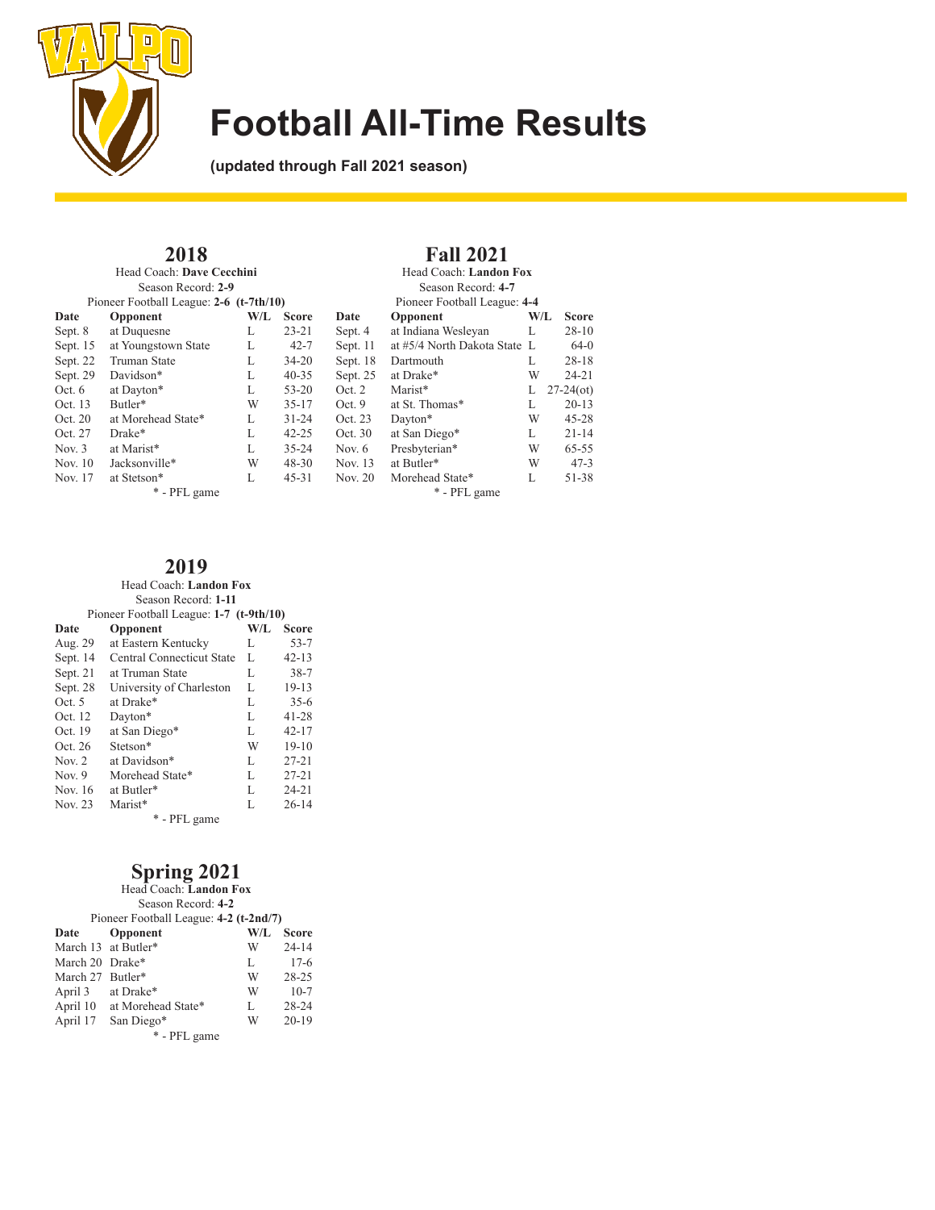# Football All-Time Results

**(updated through Fall 2021 season)**

## 2018

Head Coach: **Dave Cecchini**
Season Record: **2-9**
Pioneer Football League: **2-6 (t-7th/10)**

| Date | Opponent | W/L | Score |
|---|---|---|---|
| Sept. 8 | at Duquesne | L | 23-21 |
| Sept. 15 | at Youngstown State | L | 42-7 |
| Sept. 22 | Truman State | L | 34-20 |
| Sept. 29 | Davidson* | L | 40-35 |
| Oct. 6 | at Dayton* | L | 53-20 |
| Oct. 13 | Butler* | W | 35-17 |
| Oct. 20 | at Morehead State* | L | 31-24 |
| Oct. 27 | Drake* | L | 42-25 |
| Nov. 3 | at Marist* | L | 35-24 |
| Nov. 10 | Jacksonville* | W | 48-30 |
| Nov. 17 | at Stetson* | L | 45-31 |

* - PFL game

## 2019

Head Coach: **Landon Fox**
Season Record: **1-11**
Pioneer Football League: **1-7 (t-9th/10)**

| Date | Opponent | W/L | Score |
|---|---|---|---|
| Aug. 29 | at Eastern Kentucky | L | 53-7 |
| Sept. 14 | Central Connecticut State | L | 42-13 |
| Sept. 21 | at Truman State | L | 38-7 |
| Sept. 28 | University of Charleston | L | 19-13 |
| Oct. 5 | at Drake* | L | 35-6 |
| Oct. 12 | Dayton* | L | 41-28 |
| Oct. 19 | at San Diego* | L | 42-17 |
| Oct. 26 | Stetson* | W | 19-10 |
| Nov. 2 | at Davidson* | L | 27-21 |
| Nov. 9 | Morehead State* | L | 27-21 |
| Nov. 16 | at Butler* | L | 24-21 |
| Nov. 23 | Marist* | L | 26-14 |

* - PFL game

## Spring 2021

Head Coach: **Landon Fox**
Season Record: **4-2**
Pioneer Football League: **4-2 (t-2nd/7)**

| Date | Opponent | W/L | Score |
|---|---|---|---|
| March 13 | at Butler* | W | 24-14 |
| March 20 | Drake* | L | 17-6 |
| March 27 | Butler* | W | 28-25 |
| April 3 | at Drake* | W | 10-7 |
| April 10 | at Morehead State* | L | 28-24 |
| April 17 | San Diego* | W | 20-19 |

* - PFL game

## Fall 2021

Head Coach: **Landon Fox**
Season Record: **4-7**
Pioneer Football League: **4-4**

| Date | Opponent | W/L | Score |
|---|---|---|---|
| Sept. 4 | at Indiana Wesleyan | L | 28-10 |
| Sept. 11 | at #5/4 North Dakota State | L | 64-0 |
| Sept. 18 | Dartmouth | L | 28-18 |
| Sept. 25 | at Drake* | W | 24-21 |
| Oct. 2 | Marist* | L | 27-24(ot) |
| Oct. 9 | at St. Thomas* | L | 20-13 |
| Oct. 23 | Dayton* | W | 45-28 |
| Oct. 30 | at San Diego* | L | 21-14 |
| Nov. 6 | Presbyterian* | W | 65-55 |
| Nov. 13 | at Butler* | W | 47-3 |
| Nov. 20 | Morehead State* | L | 51-38 |

* - PFL game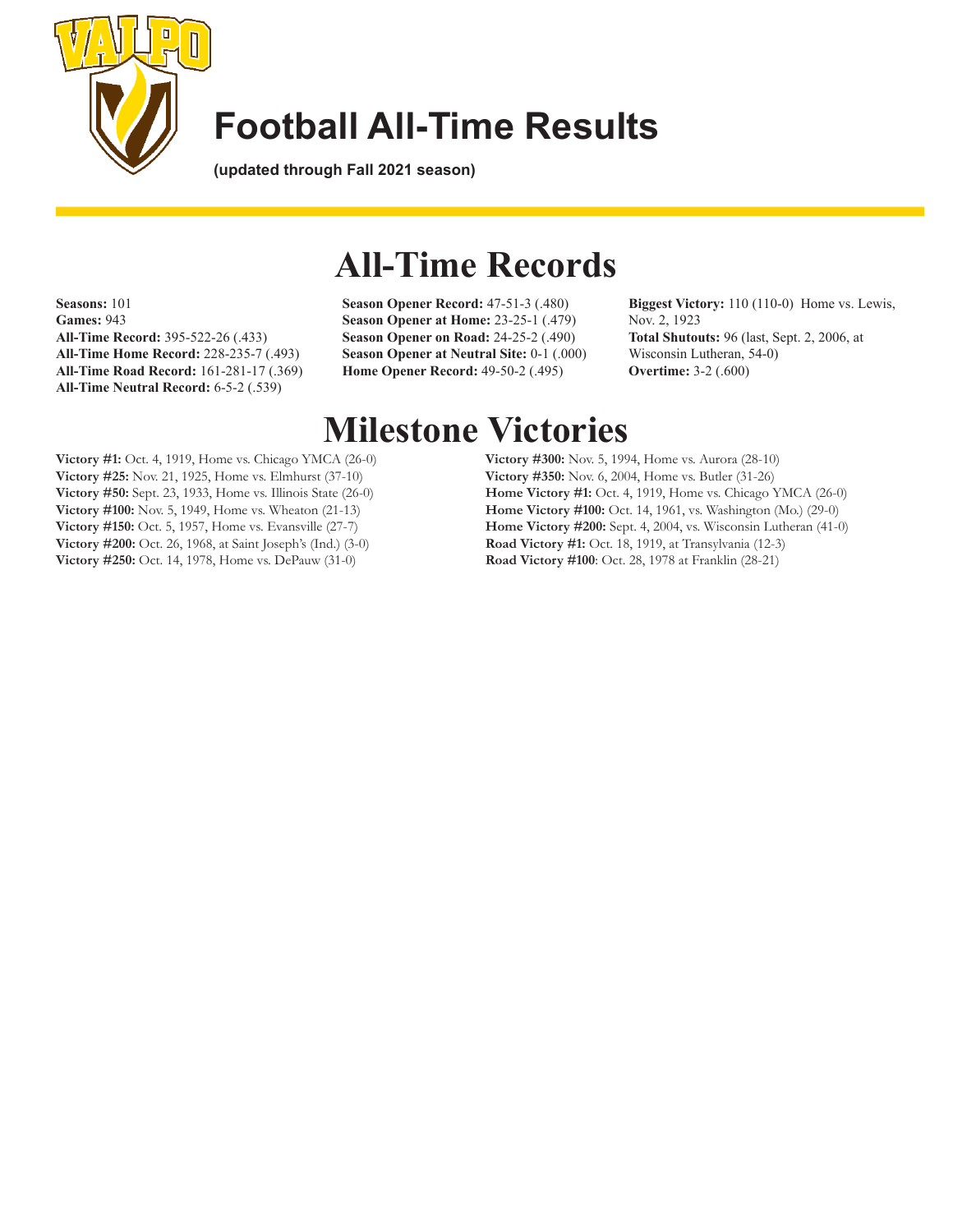# Football All-Time Results

**(updated through Fall 2021 season)**

# All-Time Records

**Seasons:** 101
**Games:** 943
**All-Time Record:** 395-522-26 (.433)
**All-Time Home Record:** 228-235-7 (.493)
**All-Time Road Record:** 161-281-17 (.369)
**All-Time Neutral Record:** 6-5-2 (.539)

**Season Opener Record:** 47-51-3 (.480)
**Season Opener at Home:** 23-25-1 (.479)
**Season Opener on Road:** 24-25-2 (.490)
**Season Opener at Neutral Site:** 0-1 (.000)
**Home Opener Record:** 49-50-2 (.495)

**Biggest Victory:** 110 (110-0) Home vs. Lewis, Nov. 2, 1923
**Total Shutouts:** 96 (last, Sept. 2, 2006, at Wisconsin Lutheran, 54-0)
**Overtime:** 3-2 (.600)

# Milestone Victories

**Victory #1:** Oct. 4, 1919, Home vs. Chicago YMCA (26-0)
**Victory #25:** Nov. 21, 1925, Home vs. Elmhurst (37-10)
**Victory #50:** Sept. 23, 1933, Home vs. Illinois State (26-0)
**Victory #100:** Nov. 5, 1949, Home vs. Wheaton (21-13)
**Victory #150:** Oct. 5, 1957, Home vs. Evansville (27-7)
**Victory #200:** Oct. 26, 1968, at Saint Joseph's (Ind.) (3-0)
**Victory #250:** Oct. 14, 1978, Home vs. DePauw (31-0)
**Victory #300:** Nov. 5, 1994, Home vs. Aurora (28-10)
**Victory #350:** Nov. 6, 2004, Home vs. Butler (31-26)
**Home Victory #1:** Oct. 4, 1919, Home vs. Chicago YMCA (26-0)
**Home Victory #100:** Oct. 14, 1961, vs. Washington (Mo.) (29-0)
**Home Victory #200:** Sept. 4, 2004, vs. Wisconsin Lutheran (41-0)
**Road Victory #1:** Oct. 18, 1919, at Transylvania (12-3)
**Road Victory #100**: Oct. 28, 1978 at Franklin (28-21)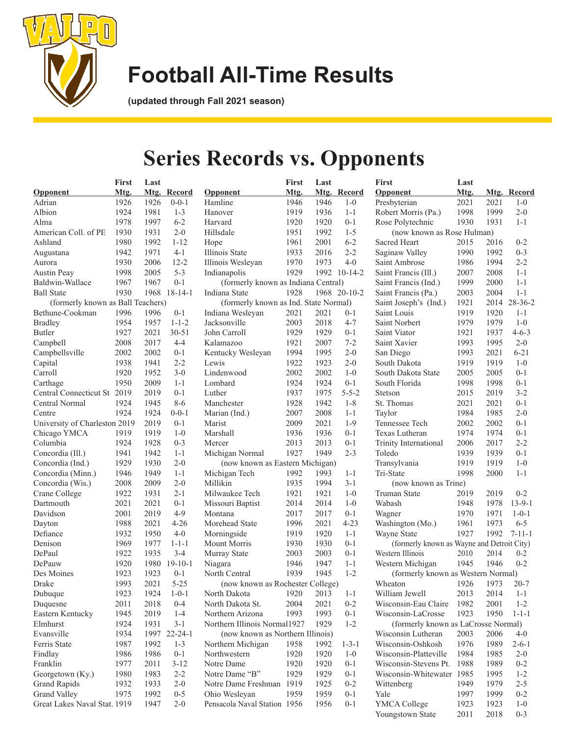# Football All-Time Results

**(updated through Fall 2021 season)**

## Series Records vs. Opponents

| Opponent | First Mtg. | Last Mtg. | Record |
|---|---|---|---|
| Adrian | 1926 | 1926 | 0-0-1 |
| Albion | 1924 | 1981 | 1-3 |
| Alma | 1978 | 1997 | 6-2 |
| American Coll. of PE | 1930 | 1931 | 2-0 |
| Ashland | 1980 | 1992 | 1-12 |
| Augustana | 1942 | 1971 | 4-1 |
| Aurora | 1930 | 2006 | 12-2 |
| Austin Peay | 1998 | 2005 | 5-3 |
| Baldwin-Wallace | 1967 | 1967 | 0-1 |
| Ball State | 1930 | 1968 | 18-14-1 |
| (formerly known as Ball Teachers) | | | |
| Bethune-Cookman | 1996 | 1996 | 0-1 |
| Bradley | 1954 | 1957 | 1-1-2 |
| Butler | 1927 | 2021 | 30-51 |
| Campbell | 2008 | 2017 | 4-4 |
| Campbellsville | 2002 | 2002 | 0-1 |
| Capital | 1938 | 1941 | 2-2 |
| Carroll | 1920 | 1952 | 3-0 |
| Carthage | 1950 | 2009 | 1-1 |
| Central Connecticut St | 2019 | 2019 | 0-1 |
| Central Normal | 1924 | 1945 | 8-6 |
| Centre | 1924 | 1924 | 0-0-1 |
| University of Charleston | 2019 | 2019 | 0-1 |
| Chicago YMCA | 1919 | 1919 | 1-0 |
| Columbia | 1924 | 1928 | 0-3 |
| Concordia (Ill.) | 1941 | 1942 | 1-1 |
| Concordia (Ind.) | 1929 | 1930 | 2-0 |
| Concordia (Minn.) | 1946 | 1949 | 1-1 |
| Concordia (Wis.) | 2008 | 2009 | 2-0 |
| Crane College | 1922 | 1931 | 2-1 |
| Dartmouth | 2021 | 2021 | 0-1 |
| Davidson | 2001 | 2019 | 4-9 |
| Dayton | 1988 | 2021 | 4-26 |
| Defiance | 1932 | 1950 | 4-0 |
| Denison | 1969 | 1977 | 1-1-1 |
| DePaul | 1922 | 1935 | 3-4 |
| DePauw | 1920 | 1980 | 19-10-1 |
| Des Moines | 1923 | 1923 | 0-1 |
| Drake | 1993 | 2021 | 5-25 |
| Dubuque | 1923 | 1924 | 1-0-1 |
| Duquesne | 2011 | 2018 | 0-4 |
| Eastern Kentucky | 1945 | 2019 | 1-4 |
| Elmhurst | 1924 | 1931 | 3-1 |
| Evansville | 1934 | 1997 | 22-24-1 |
| Ferris State | 1987 | 1992 | 1-3 |
| Findlay | 1986 | 1986 | 0-1 |
| Franklin | 1977 | 2011 | 3-12 |
| Georgetown (Ky.) | 1980 | 1983 | 2-2 |
| Grand Rapids | 1932 | 1933 | 2-0 |
| Grand Valley | 1975 | 1992 | 0-5 |
| Great Lakes Naval Stat. | 1919 | 1947 | 2-0 |
| Hamline | 1946 | 1946 | 1-0 |
| Hanover | 1919 | 1936 | 1-1 |
| Harvard | 1920 | 1920 | 0-1 |
| Hillsdale | 1951 | 1992 | 1-5 |
| Hope | 1961 | 2001 | 6-2 |
| Illinois State | 1933 | 2016 | 2-2 |
| Illinois Wesleyan | 1970 | 1973 | 4-0 |
| Indianapolis | 1929 | 1992 | 10-14-2 |
| (formerly known as Indiana Central) | | | |
| Indiana State | 1928 | 1968 | 20-10-2 |
| (formerly known as Ind. State Normal) | | | |
| Indiana Wesleyan | 2021 | 2021 | 0-1 |
| Jacksonville | 2003 | 2018 | 4-7 |
| John Carroll | 1929 | 1929 | 0-1 |
| Kalamazoo | 1921 | 2007 | 7-2 |
| Kentucky Wesleyan | 1994 | 1995 | 2-0 |
| Lewis | 1922 | 1923 | 2-0 |
| Lindenwood | 2002 | 2002 | 1-0 |
| Lombard | 1924 | 1924 | 0-1 |
| Luther | 1937 | 1975 | 5-5-2 |
| Manchester | 1928 | 1942 | 1-8 |
| Marian (Ind.) | 2007 | 2008 | 1-1 |
| Marist | 2009 | 2021 | 1-9 |
| Marshall | 1936 | 1936 | 0-1 |
| Mercer | 2013 | 2013 | 0-1 |
| Michigan Normal | 1927 | 1949 | 2-3 |
| (now known as Eastern Michigan) | | | |
| Michigan Tech | 1992 | 1993 | 1-1 |
| Millikin | 1935 | 1994 | 3-1 |
| Milwaukee Tech | 1921 | 1921 | 1-0 |
| Missouri Baptist | 2014 | 2014 | 1-0 |
| Montana | 2017 | 2017 | 0-1 |
| Morehead State | 1996 | 2021 | 4-23 |
| Morningside | 1919 | 1920 | 1-1 |
| Mount Morris | 1930 | 1930 | 0-1 |
| Murray State | 2003 | 2003 | 0-1 |
| Niagara | 1946 | 1947 | 1-1 |
| North Central | 1939 | 1945 | 1-2 |
| (now known as Rochester College) | | | |
| North Dakota | 1920 | 2013 | 1-1 |
| North Dakota St. | 2004 | 2021 | 0-2 |
| Northern Arizona | 1993 | 1993 | 0-1 |
| Northern Illinois Normal | 1927 | 1929 | 1-2 |
| (now known as Northern Illinois) | | | |
| Northern Michigan | 1958 | 1992 | 1-3-1 |
| Northwestern | 1920 | 1920 | 1-0 |
| Notre Dame | 1920 | 1920 | 0-1 |
| Notre Dame "B" | 1929 | 1929 | 0-1 |
| Notre Dame Freshman | 1919 | 1925 | 0-2 |
| Ohio Wesleyan | 1959 | 1959 | 0-1 |
| Pensacola Naval Station | 1956 | 1956 | 0-1 |
| Presbyterian | 2021 | 2021 | 1-0 |
| Robert Morris (Pa.) | 1998 | 1999 | 2-0 |
| Rose Polytechnic | 1930 | 1931 | 1-1 |
| (now known as Rose Hulman) | | | |
| Sacred Heart | 2015 | 2016 | 0-2 |
| Saginaw Valley | 1990 | 1992 | 0-3 |
| Saint Ambrose | 1986 | 1994 | 2-2 |
| Saint Francis (Ill.) | 2007 | 2008 | 1-1 |
| Saint Francis (Ind.) | 1999 | 2000 | 1-1 |
| Saint Francis (Pa.) | 2003 | 2004 | 1-1 |
| Saint Joseph's (Ind.) | 1921 | 2014 | 28-36-2 |
| Saint Louis | 1919 | 1920 | 1-1 |
| Saint Norbert | 1979 | 1979 | 1-0 |
| Saint Viator | 1921 | 1937 | 4-6-3 |
| Saint Xavier | 1993 | 1995 | 2-0 |
| San Diego | 1993 | 2021 | 6-21 |
| South Dakota | 1919 | 1919 | 1-0 |
| South Dakota State | 2005 | 2005 | 0-1 |
| South Florida | 1998 | 1998 | 0-1 |
| Stetson | 2015 | 2019 | 3-2 |
| St. Thomas | 2021 | 2021 | 0-1 |
| Taylor | 1984 | 1985 | 2-0 |
| Tennessee Tech | 2002 | 2002 | 0-1 |
| Texas Lutheran | 1974 | 1974 | 0-1 |
| Trinity International | 2006 | 2017 | 2-2 |
| Toledo | 1939 | 1939 | 0-1 |
| Transylvania | 1919 | 1919 | 1-0 |
| Tri-State | 1998 | 2000 | 1-1 |
| (now known as Trine) | | | |
| Truman State | 2019 | 2019 | 0-2 |
| Wabash | 1948 | 1978 | 13-9-1 |
| Wagner | 1970 | 1971 | 1-0-1 |
| Washington (Mo.) | 1961 | 1973 | 6-5 |
| Wayne State | 1927 | 1992 | 7-11-1 |
| (formerly known as Wayne and Detroit City) | | | |
| Western Illinois | 2010 | 2014 | 0-2 |
| Western Michigan | 1945 | 1946 | 0-2 |
| (formerly known as Western Normal) | | | |
| Wheaton | 1926 | 1973 | 20-7 |
| William Jewell | 2013 | 2014 | 1-1 |
| Wisconsin-Eau Claire | 1982 | 2001 | 1-2 |
| Wisconsin-LaCrosse | 1923 | 1950 | 1-1-1 |
| (formerly known as LaCrosse Normal) | | | |
| Wisconsin Lutheran | 2003 | 2006 | 4-0 |
| Wisconsin-Oshkosh | 1976 | 1989 | 2-6-1 |
| Wisconsin-Platteville | 1984 | 1985 | 2-0 |
| Wisconsin-Stevens Pt. | 1988 | 1989 | 0-2 |
| Wisconsin-Whitewater | 1985 | 1995 | 1-2 |
| Wittenberg | 1949 | 1979 | 2-5 |
| Yale | 1997 | 1999 | 0-2 |
| YMCA College | 1923 | 1923 | 1-0 |
| Youngstown State | 2011 | 2018 | 0-3 |